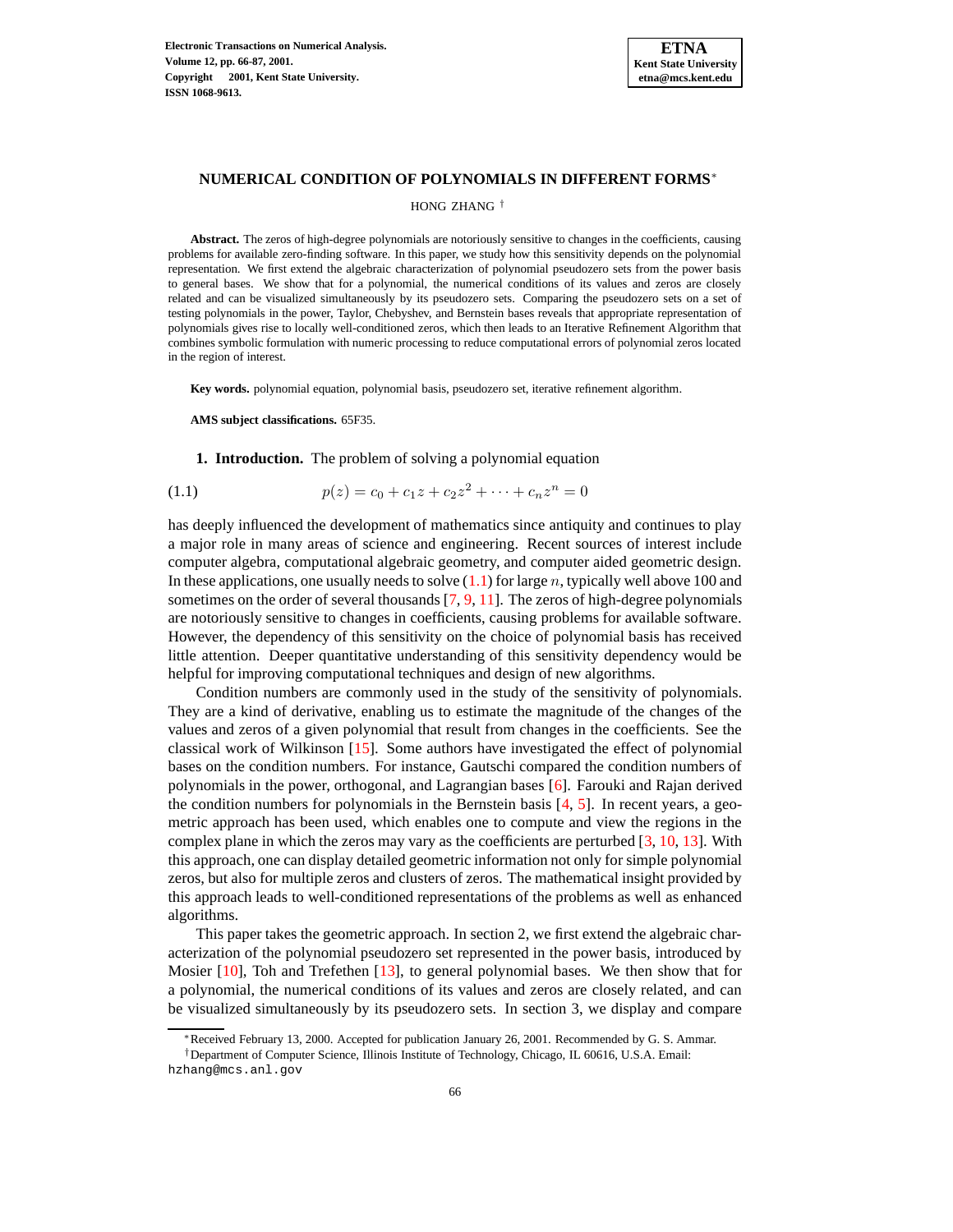# NUMERICAL CONDITION OF POLYNOMIALS IN DIFFERENT FORMS*

HONG ZHANG †

**Abstract.** The zeros of high-degree polynomials are notoriously sensitive to changes in the coefficients, causing problems for available zero-finding software. In this paper, we study how this sensitivity depends on the polynomial representation. We first extend the algebraic characterization of polynomial pseudozero sets from the power basis to general bases. We show that for a polynomial, the numerical conditions of its values and zeros are closely related and can be visualized simultaneously by its pseudozero sets. Comparing the pseudozero sets on a set of testing polynomials in the power, Taylor, Chebyshev, and Bernstein bases reveals that appropriate representation of polynomials gives rise to locally well-conditioned zeros, which then leads to an Iterative Refinement Algorithm that combines symbolic formulation with numeric processing to reduce computational errors of polynomial zeros located in the region of interest.

**Key words.** polynomial equation, polynomial basis, pseudozero set, iterative refinement algorithm.

**AMS subject classifications.** 65F35.

## 1. Introduction.

The problem of solving a polynomial equation

$$p(z) = c_0 + c_1 z + c_2 z^2 + \cdots + c_n z^n = 0 \tag{1.1}$$

has deeply influenced the development of mathematics since antiquity and continues to play a major role in many areas of science and engineering. Recent sources of interest include computer algebra, computational algebraic geometry, and computer aided geometric design. In these applications, one usually needs to solve (1.1) for large $n$, typically well above 100 and sometimes on the order of several thousands [7, 9, 11]. The zeros of high-degree polynomials are notoriously sensitive to changes in coefficients, causing problems for available software. However, the dependency of this sensitivity on the choice of polynomial basis has received little attention. Deeper quantitative understanding of this sensitivity dependency would be helpful for improving computational techniques and design of new algorithms.

Condition numbers are commonly used in the study of the sensitivity of polynomials. They are a kind of derivative, enabling us to estimate the magnitude of the changes of the values and zeros of a given polynomial that result from changes in the coefficients. See the classical work of Wilkinson [15]. Some authors have investigated the effect of polynomial bases on the condition numbers. For instance, Gautschi compared the condition numbers of polynomials in the power, orthogonal, and Lagrangian bases [6]. Farouki and Rajan derived the condition numbers for polynomials in the Bernstein basis [4, 5]. In recent years, a geometric approach has been used, which enables one to compute and view the regions in the complex plane in which the zeros may vary as the coefficients are perturbed [3, 10, 13]. With this approach, one can display detailed geometric information not only for simple polynomial zeros, but also for multiple zeros and clusters of zeros. The mathematical insight provided by this approach leads to well-conditioned representations of the problems as well as enhanced algorithms.

This paper takes the geometric approach. In section 2, we first extend the algebraic characterization of the polynomial pseudozero set represented in the power basis, introduced by Mosier [10], Toh and Trefethen [13], to general polynomial bases. We then show that for a polynomial, the numerical conditions of its values and zeros are closely related, and can be visualized simultaneously by its pseudozero sets. In section 3, we display and compare

---

*Received February 13, 2000. Accepted for publication January 26, 2001. Recommended by G. S. Ammar.

†Department of Computer Science, Illinois Institute of Technology, Chicago, IL 60616, U.S.A. Email: hzhang@mcs.anl.gov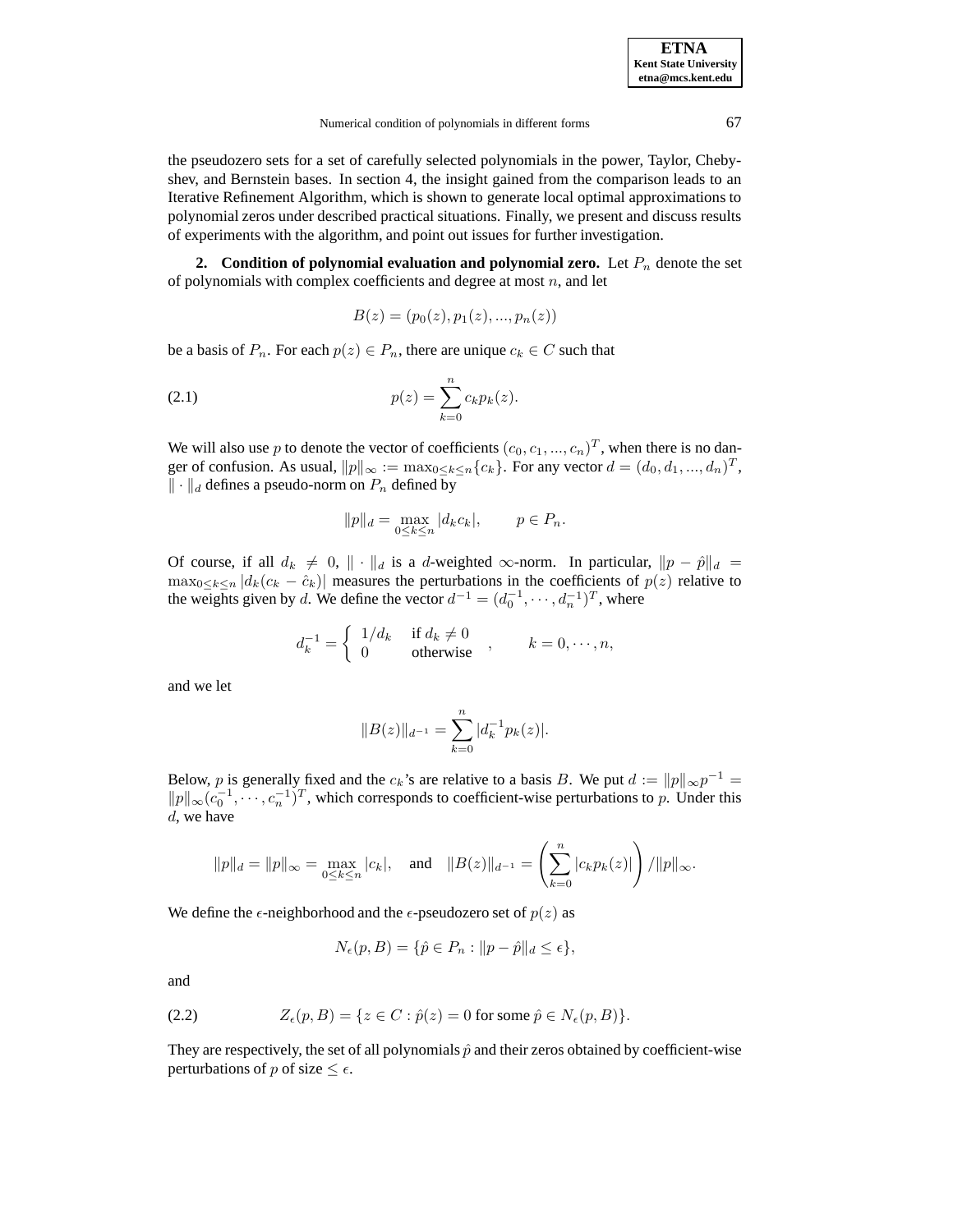the pseudozero sets for a set of carefully selected polynomials in the power, Taylor, Chebyshev, and Bernstein bases. In section 4, the insight gained from the comparison leads to an Iterative Refinement Algorithm, which is shown to generate local optimal approximations to polynomial zeros under described practical situations. Finally, we present and discuss results of experiments with the algorithm, and point out issues for further investigation.

## 2. Condition of polynomial evaluation and polynomial zero.

Let $P_n$ denote the set of polynomials with complex coefficients and degree at most $n$, and let

$$B(z) = (p_0(z), p_1(z), ..., p_n(z))$$

be a basis of $P_n$. For each $p(z) \in P_n$, there are unique $c_k \in C$ such that

$$p(z) = \sum_{k=0}^{n} c_k p_k(z). \tag{2.1}$$

We will also use $p$ to denote the vector of coefficients $(c_0, c_1, ..., c_n)^T$, when there is no danger of confusion. As usual, $\|p\|_\infty := \max_{0 \le k \le n}\{c_k\}$. For any vector $d = (d_0, d_1, ..., d_n)^T$, $\|\cdot\|_d$ defines a pseudo-norm on $P_n$ defined by

$$\|p\|_d = \max_{0 \le k \le n} |d_k c_k|, \qquad p \in P_n.$$

Of course, if all $d_k \neq 0$, $\|\cdot\|_d$ is a $d$-weighted $\infty$-norm. In particular, $\|p - \hat{p}\|_d = \max_{0 \le k \le n} |d_k(c_k - \hat{c}_k)|$ measures the perturbations in the coefficients of $p(z)$ relative to the weights given by $d$. We define the vector $d^{-1} = (d_0^{-1}, \cdots, d_n^{-1})^T$, where

$$d_k^{-1} = \begin{cases} 1/d_k & \text{if } d_k \neq 0 \\ 0 & \text{otherwise} \end{cases}, \qquad k = 0, \cdots, n,$$

and we let

$$\|B(z)\|_{d^{-1}} = \sum_{k=0}^{n} |d_k^{-1} p_k(z)|.$$

Below, $p$ is generally fixed and the $c_k$'s are relative to a basis $B$. We put $d := \|p\|_\infty p^{-1} = \|p\|_\infty (c_0^{-1}, \cdots, c_n^{-1})^T$, which corresponds to coefficient-wise perturbations to $p$. Under this $d$, we have

$$\|p\|_d = \|p\|_\infty = \max_{0 \le k \le n} |c_k|, \quad \text{and} \quad \|B(z)\|_{d^{-1}} = \left( \sum_{k=0}^{n} |c_k p_k(z)| \right) / \|p\|_\infty.$$

We define the $\epsilon$-neighborhood and the $\epsilon$-pseudozero set of $p(z)$ as

$$N_\epsilon(p, B) = \{\hat{p} \in P_n : \|p - \hat{p}\|_d \le \epsilon\},$$

and

$$Z_\epsilon(p, B) = \{z \in C : \hat{p}(z) = 0 \text{ for some } \hat{p} \in N_\epsilon(p, B)\}. \tag{2.2}$$

They are respectively, the set of all polynomials $\hat{p}$ and their zeros obtained by coefficient-wise perturbations of $p$ of size $\le \epsilon$.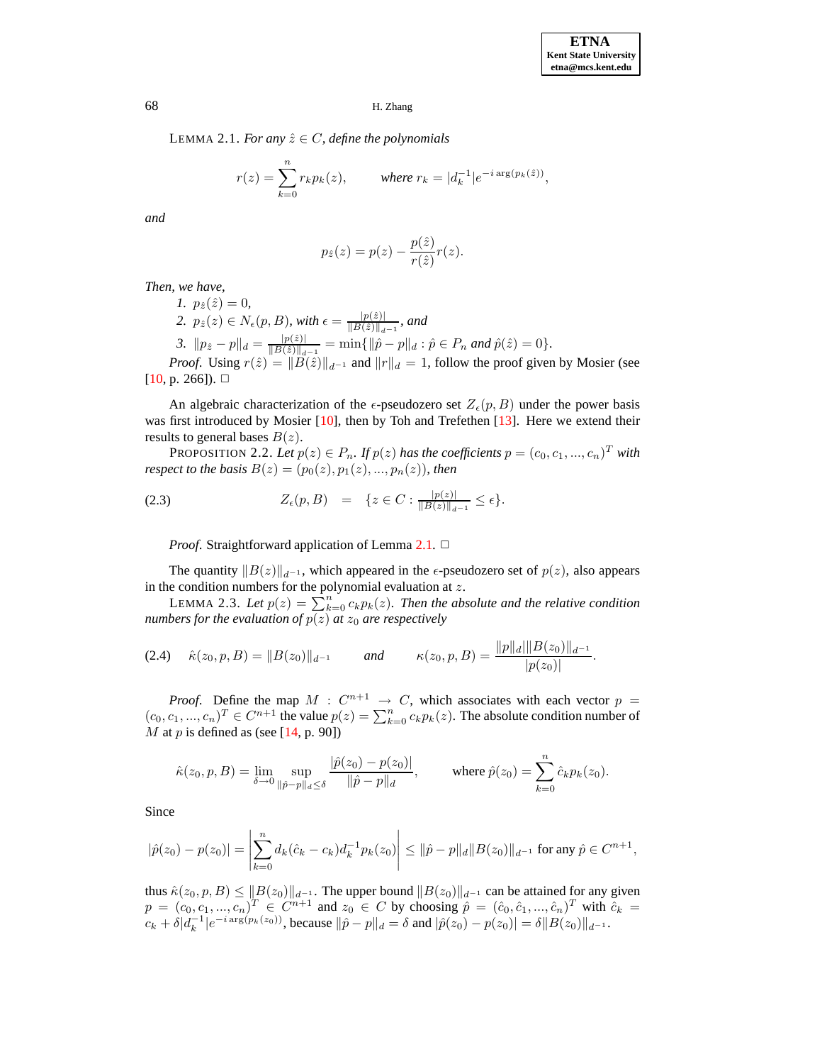LEMMA 2.1. *For any $\hat{z} \in C$, define the polynomials*

$$r(z) = \sum_{k=0}^{n} r_k p_k(z), \qquad \textit{where } r_k = |d_k^{-1}| e^{-i \arg(p_k(\hat{z}))},$$

*and*

$$p_{\hat{z}}(z) = p(z) - \frac{p(\hat{z})}{r(\hat{z})} r(z).$$

*Then, we have,*

1. $p_{\hat{z}}(\hat{z}) = 0$,
2. $p_{\hat{z}}(z) \in N_\epsilon(p, B)$, *with* $\epsilon = \frac{|p(\hat{z})|}{\|B(\hat{z})\|_{d^{-1}}}$, *and*
3. $\|p_{\hat{z}} - p\|_d = \frac{|p(\hat{z})|}{\|B(\hat{z})\|_{d^{-1}}} = \min\{\|\hat{p} - p\|_d : \hat{p} \in P_n \textit{ and } \hat{p}(\hat{z}) = 0\}$.

*Proof.* Using $r(\hat{z}) = \|B(\hat{z})\|_{d^{-1}}$ and $\|r\|_d = 1$, follow the proof given by Mosier (see [10, p. 266]). □

An algebraic characterization of the $\epsilon$-pseudozero set $Z_\epsilon(p, B)$ under the power basis was first introduced by Mosier [10], then by Toh and Trefethen [13]. Here we extend their results to general bases $B(z)$.

PROPOSITION 2.2. *Let $p(z) \in P_n$. If $p(z)$ has the coefficients $p = (c_0, c_1, ..., c_n)^T$ with respect to the basis $B(z) = (p_0(z), p_1(z), ..., p_n(z))$, then*

$$Z_\epsilon(p, B) \quad = \quad \{z \in C : \tfrac{|p(z)|}{\|B(z)\|_{d^{-1}}} \le \epsilon\}. \tag{2.3}$$

*Proof.* Straightforward application of Lemma 2.1. □

The quantity $\|B(z)\|_{d^{-1}}$, which appeared in the $\epsilon$-pseudozero set of $p(z)$, also appears in the condition numbers for the polynomial evaluation at $z$.

LEMMA 2.3. *Let $p(z) = \sum_{k=0}^{n} c_k p_k(z)$. Then the absolute and the relative condition numbers for the evaluation of $p(z)$ at $z_0$ are respectively*

$$\hat{\kappa}(z_0, p, B) = \|B(z_0)\|_{d^{-1}} \qquad \textit{and} \qquad \kappa(z_0, p, B) = \frac{\|p\|_d \|B(z_0)\|_{d^{-1}}}{|p(z_0)|}. \tag{2.4}$$

*Proof.* Define the map $M : C^{n+1} \to C$, which associates with each vector $p = (c_0, c_1, ..., c_n)^T \in C^{n+1}$ the value $p(z) = \sum_{k=0}^{n} c_k p_k(z)$. The absolute condition number of $M$ at $p$ is defined as (see [14, p. 90])

$$\hat{\kappa}(z_0, p, B) = \lim_{\delta \to 0} \sup_{\|\hat{p} - p\|_d \le \delta} \frac{|\hat{p}(z_0) - p(z_0)|}{\|\hat{p} - p\|_d}, \qquad \text{where } \hat{p}(z_0) = \sum_{k=0}^{n} \hat{c}_k p_k(z_0).$$

Since

$$|\hat{p}(z_0) - p(z_0)| = \left| \sum_{k=0}^{n} d_k (\hat{c}_k - c_k) d_k^{-1} p_k(z_0) \right| \le \|\hat{p} - p\|_d \|B(z_0)\|_{d^{-1}} \text{ for any } \hat{p} \in C^{n+1},$$

thus $\hat{\kappa}(z_0, p, B) \le \|B(z_0)\|_{d^{-1}}$. The upper bound $\|B(z_0)\|_{d^{-1}}$ can be attained for any given $p = (c_0, c_1, ..., c_n)^T \in C^{n+1}$ and $z_0 \in C$ by choosing $\hat{p} = (\hat{c}_0, \hat{c}_1, ..., \hat{c}_n)^T$ with $\hat{c}_k = c_k + \delta |d_k^{-1}| e^{-i \arg(p_k(z_0))}$, because $\|\hat{p} - p\|_d = \delta$ and $|\hat{p}(z_0) - p(z_0)| = \delta \|B(z_0)\|_{d^{-1}}$.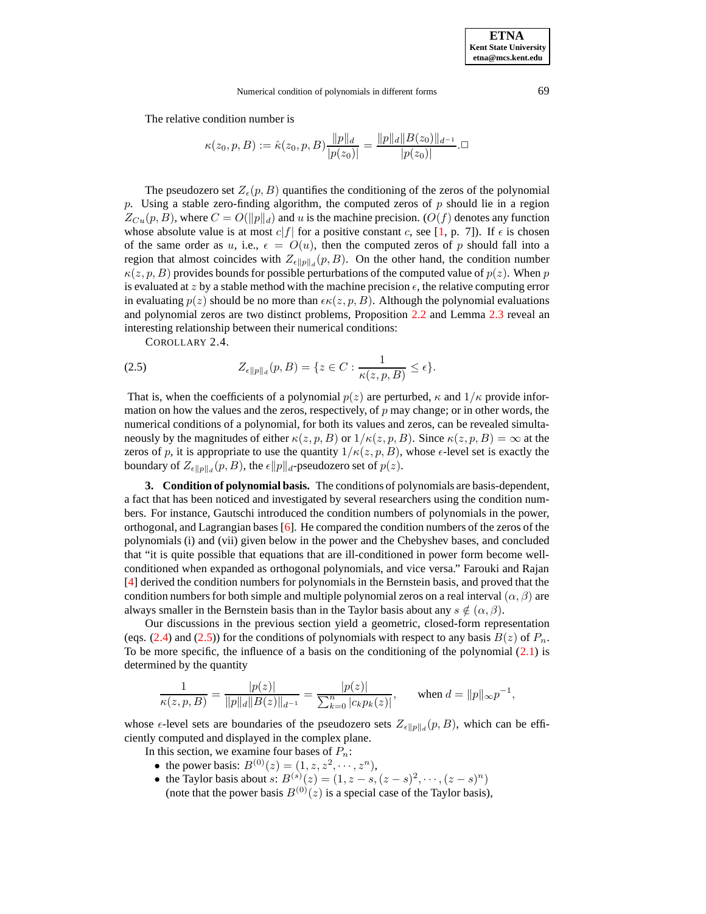The relative condition number is

$$\kappa(z_0, p, B) := \hat{\kappa}(z_0, p, B)\frac{\|p\|_d}{|p(z_0)|} = \frac{\|p\|_d \|B(z_0)\|_{d^{-1}}}{|p(z_0)|}. \square$$

The pseudozero set $Z_\epsilon(p, B)$ quantifies the conditioning of the zeros of the polynomial $p$. Using a stable zero-finding algorithm, the computed zeros of $p$ should lie in a region $Z_{Cu}(p, B)$, where $C = O(\|p\|_d)$ and $u$ is the machine precision. ($O(f)$ denotes any function whose absolute value is at most $c|f|$ for a positive constant $c$, see [1, p. 7]). If $\epsilon$ is chosen of the same order as $u$, i.e., $\epsilon = O(u)$, then the computed zeros of $p$ should fall into a region that almost coincides with $Z_{\epsilon\|p\|_d}(p, B)$. On the other hand, the condition number $\kappa(z, p, B)$ provides bounds for possible perturbations of the computed value of $p(z)$. When $p$ is evaluated at $z$ by a stable method with the machine precision $\epsilon$, the relative computing error in evaluating $p(z)$ should be no more than $\epsilon\kappa(z, p, B)$. Although the polynomial evaluations and polynomial zeros are two distinct problems, Proposition 2.2 and Lemma 2.3 reveal an interesting relationship between their numerical conditions:

COROLLARY 2.4.

$$Z_{\epsilon\|p\|_d}(p, B) = \{z \in C : \frac{1}{\kappa(z, p, B)} \leq \epsilon\}. \tag{2.5}$$

That is, when the coefficients of a polynomial $p(z)$ are perturbed, $\kappa$ and $1/\kappa$ provide information on how the values and the zeros, respectively, of $p$ may change; or in other words, the numerical conditions of a polynomial, for both its values and zeros, can be revealed simultaneously by the magnitudes of either $\kappa(z, p, B)$ or $1/\kappa(z, p, B)$. Since $\kappa(z, p, B) = \infty$ at the zeros of $p$, it is appropriate to use the quantity $1/\kappa(z, p, B)$, whose $\epsilon$-level set is exactly the boundary of $Z_{\epsilon\|p\|_d}(p, B)$, the $\epsilon\|p\|_d$-pseudozero set of $p(z)$.

## 3. Condition of polynomial basis.

The conditions of polynomials are basis-dependent, a fact that has been noticed and investigated by several researchers using the condition numbers. For instance, Gautschi introduced the condition numbers of polynomials in the power, orthogonal, and Lagrangian bases [6]. He compared the condition numbers of the zeros of the polynomials (i) and (vii) given below in the power and the Chebyshev bases, and concluded that "it is quite possible that equations that are ill-conditioned in power form become well-conditioned when expanded as orthogonal polynomials, and vice versa." Farouki and Rajan [4] derived the condition numbers for polynomials in the Bernstein basis, and proved that the condition numbers for both simple and multiple polynomial zeros on a real interval $(\alpha, \beta)$ are always smaller in the Bernstein basis than in the Taylor basis about any $s \notin (\alpha, \beta)$.

Our discussions in the previous section yield a geometric, closed-form representation (eqs. (2.4) and (2.5)) for the conditions of polynomials with respect to any basis $B(z)$ of $P_n$. To be more specific, the influence of a basis on the conditioning of the polynomial (2.1) is determined by the quantity

$$\frac{1}{\kappa(z, p, B)} = \frac{|p(z)|}{\|p\|_d \|B(z)\|_{d^{-1}}} = \frac{|p(z)|}{\sum_{k=0}^{n} |c_k p_k(z)|}, \qquad \text{when } d = \|p\|_\infty p^{-1},$$

whose $\epsilon$-level sets are boundaries of the pseudozero sets $Z_{\epsilon\|p\|_d}(p, B)$, which can be efficiently computed and displayed in the complex plane.

In this section, we examine four bases of $P_n$:

- the power basis: $B^{(0)}(z) = (1, z, z^2, \cdots, z^n)$,
- the Taylor basis about $s$: $B^{(s)}(z) = (1, z - s, (z - s)^2, \cdots, (z - s)^n)$ (note that the power basis $B^{(0)}(z)$ is a special case of the Taylor basis),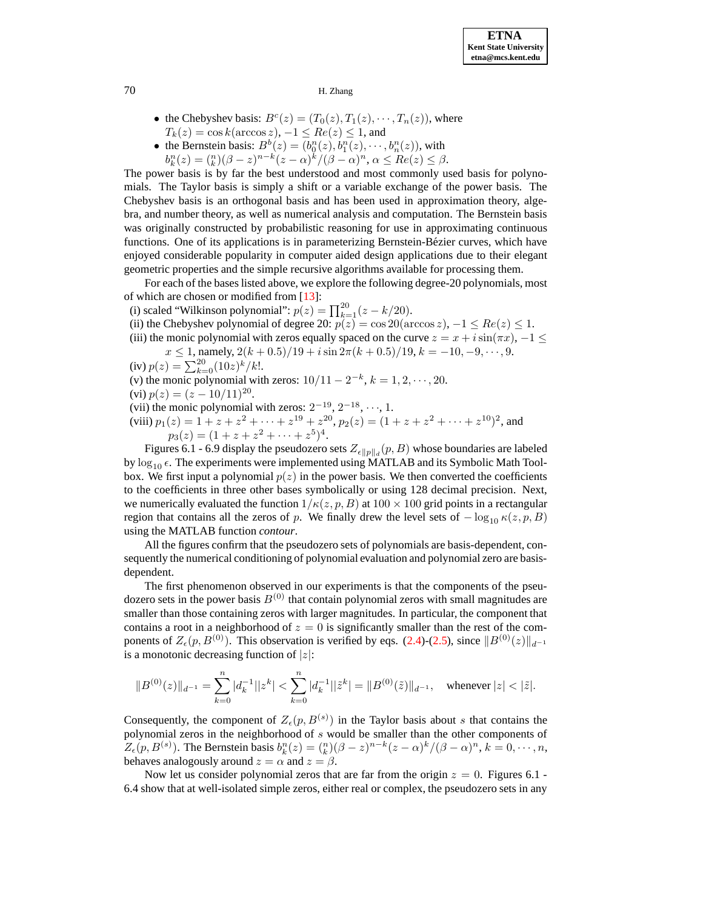- the Chebyshev basis: $B^c(z) = (T_0(z), T_1(z), \cdots, T_n(z))$, where $T_k(z) = \cos k(\arccos z)$, $-1 \le Re(z) \le 1$, and
- the Bernstein basis: $B^b(z) = (b_0^n(z), b_1^n(z), \cdots, b_n^n(z))$, with $b_k^n(z) = \binom{n}{k}(\beta - z)^{n-k}(z-\alpha)^k/(\beta-\alpha)^n$, $\alpha \le Re(z) \le \beta$.

The power basis is by far the best understood and most commonly used basis for polynomials. The Taylor basis is simply a shift or a variable exchange of the power basis. The Chebyshev basis is an orthogonal basis and has been used in approximation theory, algebra, and number theory, as well as numerical analysis and computation. The Bernstein basis was originally constructed by probabilistic reasoning for use in approximating continuous functions. One of its applications is in parameterizing Bernstein-Bézier curves, which have enjoyed considerable popularity in computer aided design applications due to their elegant geometric properties and the simple recursive algorithms available for processing them.

For each of the bases listed above, we explore the following degree-20 polynomials, most of which are chosen or modified from [13]:

(i) scaled "Wilkinson polynomial": $p(z) = \prod_{k=1}^{20}(z - k/20)$.
(ii) the Chebyshev polynomial of degree 20: $p(z) = \cos 20(\arccos z)$, $-1 \le Re(z) \le 1$.
(iii) the monic polynomial with zeros equally spaced on the curve $z = x + i\sin(\pi x)$, $-1 \le x \le 1$, namely, $2(k+0.5)/19 + i\sin 2\pi(k+0.5)/19$, $k = -10, -9, \cdots, 9$.
(iv) $p(z) = \sum_{k=0}^{20}(10z)^k/k!$.
(v) the monic polynomial with zeros: $10/11 - 2^{-k}$, $k = 1, 2, \cdots, 20$.
(vi) $p(z) = (z - 10/11)^{20}$.
(vii) the monic polynomial with zeros: $2^{-19}, 2^{-18}, \cdots, 1$.
(viii) $p_1(z) = 1 + z + z^2 + \cdots + z^{19} + z^{20}$, $p_2(z) = (1 + z + z^2 + \cdots + z^{10})^2$, and $p_3(z) = (1 + z + z^2 + \cdots + z^5)^4$.

Figures 6.1 - 6.9 display the pseudozero sets $Z_{\epsilon\|p\|_d}(p, B)$ whose boundaries are labeled by $\log_{10}\epsilon$. The experiments were implemented using MATLAB and its Symbolic Math Toolbox. We first input a polynomial $p(z)$ in the power basis. We then converted the coefficients to the coefficients in three other bases symbolically or using 128 decimal precision. Next, we numerically evaluated the function $1/\kappa(z, p, B)$ at $100 \times 100$ grid points in a rectangular region that contains all the zeros of $p$. We finally drew the level sets of $-\log_{10}\kappa(z, p, B)$ using the MATLAB function *contour*.

All the figures confirm that the pseudozero sets of polynomials are basis-dependent, consequently the numerical conditioning of polynomial evaluation and polynomial zero are basis-dependent.

The first phenomenon observed in our experiments is that the components of the pseudozero sets in the power basis $B^{(0)}$ that contain polynomial zeros with small magnitudes are smaller than those containing zeros with larger magnitudes. In particular, the component that contains a root in a neighborhood of $z = 0$ is significantly smaller than the rest of the components of $Z_\epsilon(p, B^{(0)})$. This observation is verified by eqs. (2.4)-(2.5), since $\|B^{(0)}(z)\|_{d^{-1}}$ is a monotonic decreasing function of $|z|$:

$$\|B^{(0)}(z)\|_{d^{-1}} = \sum_{k=0}^{n}|d_k^{-1}||z^k| < \sum_{k=0}^{n}|d_k^{-1}||\tilde{z}^k| = \|B^{(0)}(\tilde{z})\|_{d^{-1}}, \quad \text{whenever } |z| < |\tilde{z}|.$$

Consequently, the component of $Z_\epsilon(p, B^{(s)})$ in the Taylor basis about $s$ that contains the polynomial zeros in the neighborhood of $s$ would be smaller than the other components of $Z_\epsilon(p, B^{(s)})$. The Bernstein basis $b_k^n(z) = \binom{n}{k}(\beta - z)^{n-k}(z-\alpha)^k/(\beta-\alpha)^n$, $k = 0, \cdots, n$, behaves analogously around $z = \alpha$ and $z = \beta$.

Now let us consider polynomial zeros that are far from the origin $z = 0$. Figures 6.1 - 6.4 show that at well-isolated simple zeros, either real or complex, the pseudozero sets in any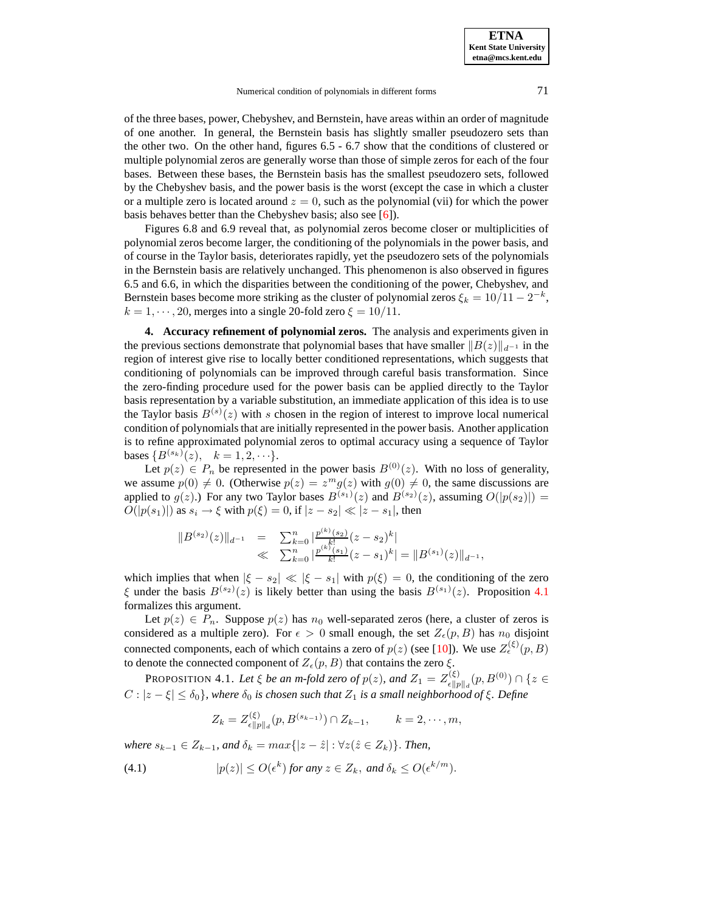of the three bases, power, Chebyshev, and Bernstein, have areas within an order of magnitude of one another. In general, the Bernstein basis has slightly smaller pseudozero sets than the other two. On the other hand, figures 6.5 - 6.7 show that the conditions of clustered or multiple polynomial zeros are generally worse than those of simple zeros for each of the four bases. Between these bases, the Bernstein basis has the smallest pseudozero sets, followed by the Chebyshev basis, and the power basis is the worst (except the case in which a cluster or a multiple zero is located around $z = 0$, such as the polynomial (vii) for which the power basis behaves better than the Chebyshev basis; also see [6]).

Figures 6.8 and 6.9 reveal that, as polynomial zeros become closer or multiplicities of polynomial zeros become larger, the conditioning of the polynomials in the power basis, and of course in the Taylor basis, deteriorates rapidly, yet the pseudozero sets of the polynomials in the Bernstein basis are relatively unchanged. This phenomenon is also observed in figures 6.5 and 6.6, in which the disparities between the conditioning of the power, Chebyshev, and Bernstein bases become more striking as the cluster of polynomial zeros $\xi_k = 10/11 - 2^{-k}$, $k = 1, \cdots, 20$, merges into a single 20-fold zero $\xi = 10/11$.

## 4. Accuracy refinement of polynomial zeros.

The analysis and experiments given in the previous sections demonstrate that polynomial bases that have smaller $\|B(z)\|_{d^{-1}}$ in the region of interest give rise to locally better conditioned representations, which suggests that conditioning of polynomials can be improved through careful basis transformation. Since the zero-finding procedure used for the power basis can be applied directly to the Taylor basis representation by a variable substitution, an immediate application of this idea is to use the Taylor basis $B^{(s)}(z)$ with $s$ chosen in the region of interest to improve local numerical condition of polynomials that are initially represented in the power basis. Another application is to refine approximated polynomial zeros to optimal accuracy using a sequence of Taylor bases $\{B^{(s_k)}(z), \quad k = 1, 2, \cdots\}$.

Let $p(z) \in P_n$ be represented in the power basis $B^{(0)}(z)$. With no loss of generality, we assume $p(0) \neq 0$. (Otherwise $p(z) = z^m g(z)$ with $g(0) \neq 0$, the same discussions are applied to $g(z)$.) For any two Taylor bases $B^{(s_1)}(z)$ and $B^{(s_2)}(z)$, assuming $O(|p(s_2)|) = O(|p(s_1)|)$ as $s_i \to \xi$ with $p(\xi) = 0$, if $|z - s_2| \ll |z - s_1|$, then

$$\begin{aligned}\|B^{(s_2)}(z)\|_{d^{-1}} &= \textstyle\sum_{k=0}^{n} |\frac{p^{(k)}(s_2)}{k!}(z - s_2)^k| \\ &\ll \textstyle\sum_{k=0}^{n} |\frac{p^{(k)}(s_1)}{k!}(z - s_1)^k| = \|B^{(s_1)}(z)\|_{d^{-1}},\end{aligned}$$

which implies that when $|\xi - s_2| \ll |\xi - s_1|$ with $p(\xi) = 0$, the conditioning of the zero $\xi$ under the basis $B^{(s_2)}(z)$ is likely better than using the basis $B^{(s_1)}(z)$. Proposition 4.1 formalizes this argument.

Let $p(z) \in P_n$. Suppose $p(z)$ has $n_0$ well-separated zeros (here, a cluster of zeros is considered as a multiple zero). For $\epsilon > 0$ small enough, the set $Z_\epsilon(p, B)$ has $n_0$ disjoint connected components, each of which contains a zero of $p(z)$ (see [10]). We use $Z_\epsilon^{(\xi)}(p, B)$ to denote the connected component of $Z_\epsilon(p, B)$ that contains the zero $\xi$.

PROPOSITION 4.1. *Let $\xi$ be an m-fold zero of $p(z)$, and $Z_1 = Z^{(\xi)}_{\epsilon\|p\|_d}(p, B^{(0)}) \cap \{z \in C : |z - \xi| \leq \delta_0\}$, where $\delta_0$ is chosen such that $Z_1$ is a small neighborhood of $\xi$. Define*

$$Z_k = Z^{(\xi)}_{\epsilon\|p\|_d}(p, B^{(s_{k-1})}) \cap Z_{k-1}, \qquad k = 2, \cdots, m,$$

*where $s_{k-1} \in Z_{k-1}$, and $\delta_k = max\{|z - \hat{z}| : \forall z(\hat{z} \in Z_k)\}$. Then,*

$$|p(z)| \leq O(\epsilon^k) \text{ for any } z \in Z_k, \text{ and } \delta_k \leq O(\epsilon^{k/m}). \tag{4.1}$$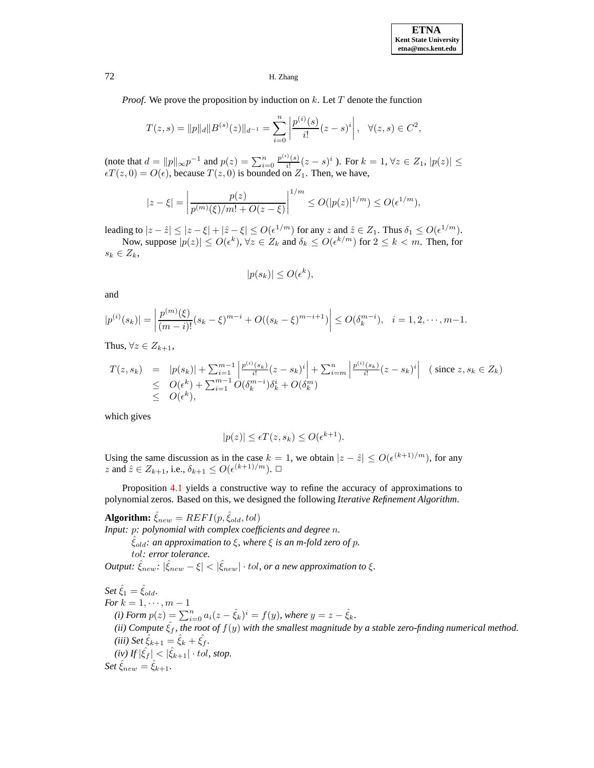*Proof.* We prove the proposition by induction on $k$. Let $T$ denote the function

$$T(z,s) = \|p\|_d \|B^{(s)}(z)\|_{d^{-1}} = \sum_{i=0}^{n} \left| \frac{p^{(i)}(s)}{i!}(z-s)^i \right|, \quad \forall (z,s) \in C^2,$$

(note that $d = \|p\|_\infty p^{-1}$ and $p(z) = \sum_{i=0}^{n} \frac{p^{(i)}(s)}{i!}(z-s)^i$ ). For $k=1$, $\forall z \in Z_1$, $|p(z)| \leq \epsilon T(z,0) = O(\epsilon)$, because $T(z,0)$ is bounded on $Z_1$. Then, we have,

$$|z - \xi| = \left| \frac{p(z)}{p^{(m)}(\xi)/m! + O(z-\xi)} \right|^{1/m} \leq O(|p(z)|^{1/m}) \leq O(\epsilon^{1/m}),$$

leading to $|z - \hat{z}| \leq |z-\xi| + |\hat{z}-\xi| \leq O(\epsilon^{1/m})$ for any $z$ and $\hat{z} \in Z_1$. Thus $\delta_1 \leq O(\epsilon^{1/m})$.

Now, suppose $|p(z)| \leq O(\epsilon^k)$, $\forall z \in Z_k$ and $\delta_k \leq O(\epsilon^{k/m})$ for $2 \leq k < m$. Then, for $s_k \in Z_k$,

$$|p(s_k)| \leq O(\epsilon^k),$$

and

$$|p^{(i)}(s_k)| = \left| \frac{p^{(m)}(\xi)}{(m-i)!}(s_k - \xi)^{m-i} + O((s_k-\xi)^{m-i+1}) \right| \leq O(\delta_k^{m-i}), \quad i = 1, 2, \cdots, m-1.$$

Thus, $\forall z \in Z_{k+1}$,

$$\begin{array}{rcl} T(z,s_k) & = & |p(s_k)| + \sum_{i=1}^{m-1} \left| \frac{p^{(i)}(s_k)}{i!}(z-s_k)^i \right| + \sum_{i=m}^{n} \left| \frac{p^{(i)}(s_k)}{i!}(z-s_k)^i \right| \quad (\text{ since } z, s_k \in Z_k) \\ & \leq & O(\epsilon^k) + \sum_{i=1}^{m-1} O(\delta_k^{m-i})\delta_k^i + O(\delta_k^m) \\ & \leq & O(\epsilon^k), \end{array}$$

which gives

$$|p(z)| \leq \epsilon T(z, s_k) \leq O(\epsilon^{k+1}).$$

Using the same discussion as in the case $k=1$, we obtain $|z - \hat{z}| \leq O(\epsilon^{(k+1)/m})$, for any $z$ and $\hat{z} \in Z_{k+1}$, i.e., $\delta_{k+1} \leq O(\epsilon^{(k+1)/m})$. □

Proposition 4.1 yields a constructive way to refine the accuracy of approximations to polynomial zeros. Based on this, we designed the following *Iterative Refinement Algorithm*.

**Algorithm:** $\hat{\xi}_{new} = REFI(p, \hat{\xi}_{old}, tol)$
*Input:* $p$*: polynomial with complex coefficients and degree* $n$*.*
$\hat{\xi}_{old}$*: an approximation to* $\xi$*, where* $\xi$ *is an* $m$*-fold zero of* $p$*.*
$tol$*: error tolerance.*
*Output:* $\hat{\xi}_{new}$*:* $|\hat{\xi}_{new} - \xi| < |\hat{\xi}_{new}| \cdot tol$*, or a new approximation to* $\xi$*.*

*Set* $\hat{\xi}_1 = \hat{\xi}_{old}$*.*
*For* $k = 1, \cdots, m-1$
*(i) Form* $p(z) = \sum_{i=0}^{n} a_i (z - \hat{\xi}_k)^i = f(y)$*, where* $y = z - \hat{\xi}_k$*.*
*(ii) Compute* $\hat{\xi}_f$*, the root of* $f(y)$ *with the smallest magnitude by a stable zero-finding numerical method.*
*(iii) Set* $\hat{\xi}_{k+1} = \hat{\xi}_k + \hat{\xi}_f$*.*
*(iv) If* $|\hat{\xi}_f| < |\hat{\xi}_{k+1}| \cdot tol$*, stop.*
*Set* $\hat{\xi}_{new} = \hat{\xi}_{k+1}$*.*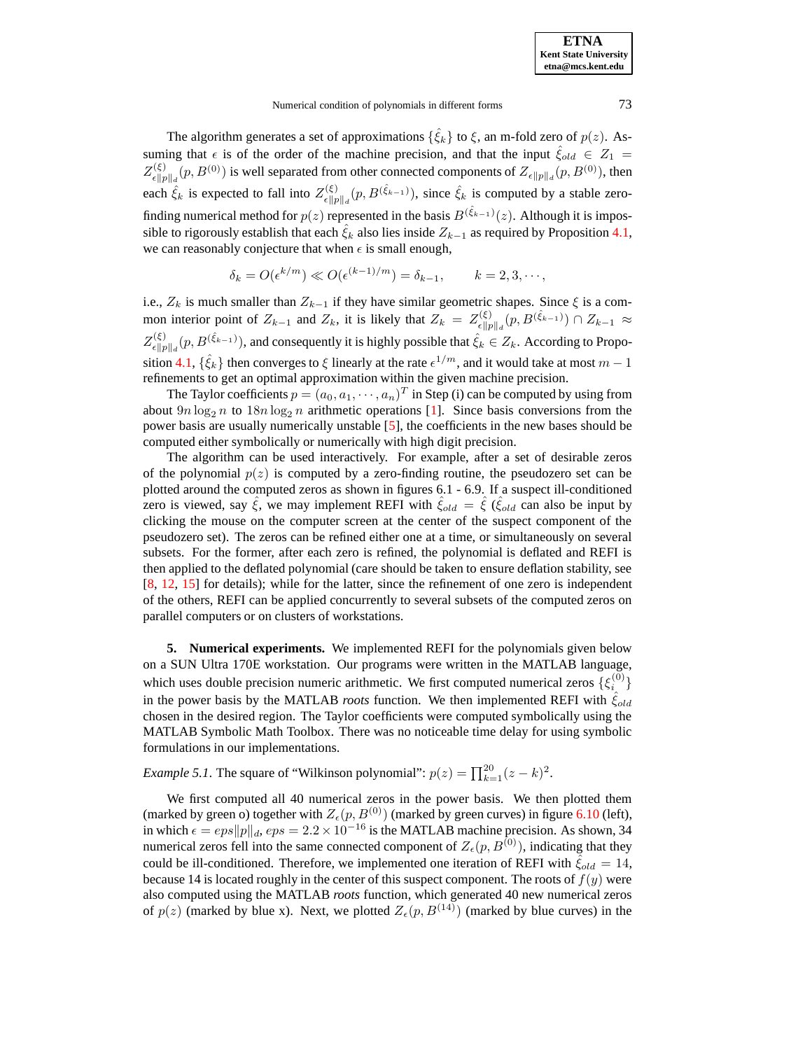The algorithm generates a set of approximations $\{\hat{\xi}_k\}$ to $\xi$, an m-fold zero of $p(z)$. Assuming that $\epsilon$ is of the order of the machine precision, and that the input $\hat{\xi}_{old} \in Z_1 = Z^{(\xi)}_{\epsilon\|p\|_d}(p, B^{(0)})$ is well separated from other connected components of $Z_{\epsilon\|p\|_d}(p, B^{(0)})$, then each $\hat{\xi}_k$ is expected to fall into $Z^{(\xi)}_{\epsilon\|p\|_d}(p, B^{(\hat{\xi}_{k-1})})$, since $\hat{\xi}_k$ is computed by a stable zero-finding numerical method for $p(z)$ represented in the basis $B^{(\hat{\xi}_{k-1})}(z)$. Although it is impossible to rigorously establish that each $\hat{\xi}_k$ also lies inside $Z_{k-1}$ as required by Proposition 4.1, we can reasonably conjecture that when $\epsilon$ is small enough,

$$\delta_k = O(\epsilon^{k/m}) \ll O(\epsilon^{(k-1)/m}) = \delta_{k-1}, \qquad k = 2, 3, \cdots,$$

i.e., $Z_k$ is much smaller than $Z_{k-1}$ if they have similar geometric shapes. Since $\xi$ is a common interior point of $Z_{k-1}$ and $Z_k$, it is likely that $Z_k = Z^{(\xi)}_{\epsilon\|p\|_d}(p, B^{(\hat{\xi}_{k-1})}) \cap Z_{k-1} \approx Z^{(\xi)}_{\epsilon\|p\|_d}(p, B^{(\hat{\xi}_{k-1})})$, and consequently it is highly possible that $\hat{\xi}_k \in Z_k$. According to Proposition 4.1, $\{\hat{\xi}_k\}$ then converges to $\xi$ linearly at the rate $\epsilon^{1/m}$, and it would take at most $m-1$ refinements to get an optimal approximation within the given machine precision.

The Taylor coefficients $p = (a_0, a_1, \cdots, a_n)^T$ in Step (i) can be computed by using from about $9n \log_2 n$ to $18n \log_2 n$ arithmetic operations [1]. Since basis conversions from the power basis are usually numerically unstable [5], the coefficients in the new bases should be computed either symbolically or numerically with high digit precision.

The algorithm can be used interactively. For example, after a set of desirable zeros of the polynomial $p(z)$ is computed by a zero-finding routine, the pseudozero set can be plotted around the computed zeros as shown in figures 6.1 - 6.9. If a suspect ill-conditioned zero is viewed, say $\hat{\xi}$, we may implement REFI with $\hat{\xi}_{old} = \hat{\xi}$ ($\hat{\xi}_{old}$ can also be input by clicking the mouse on the computer screen at the center of the suspect component of the pseudozero set). The zeros can be refined either one at a time, or simultaneously on several subsets. For the former, after each zero is refined, the polynomial is deflated and REFI is then applied to the deflated polynomial (care should be taken to ensure deflation stability, see [8, 12, 15] for details); while for the latter, since the refinement of one zero is independent of the others, REFI can be applied concurrently to several subsets of the computed zeros on parallel computers or on clusters of workstations.

## 5. Numerical experiments.

We implemented REFI for the polynomials given below on a SUN Ultra 170E workstation. Our programs were written in the MATLAB language, which uses double precision numeric arithmetic. We first computed numerical zeros $\{\xi^{(0)}_i\}$ in the power basis by the MATLAB *roots* function. We then implemented REFI with $\hat{\xi}_{old}$ chosen in the desired region. The Taylor coefficients were computed symbolically using the MATLAB Symbolic Math Toolbox. There was no noticeable time delay for using symbolic formulations in our implementations.

*Example 5.1.* The square of "Wilkinson polynomial": $p(z) = \prod_{k=1}^{20}(z-k)^2$.

We first computed all 40 numerical zeros in the power basis. We then plotted them (marked by green o) together with $Z_\epsilon(p, B^{(0)})$ (marked by green curves) in figure 6.10 (left), in which $\epsilon = eps\|p\|_d$, $eps = 2.2 \times 10^{-16}$ is the MATLAB machine precision. As shown, 34 numerical zeros fell into the same connected component of $Z_\epsilon(p, B^{(0)})$, indicating that they could be ill-conditioned. Therefore, we implemented one iteration of REFI with $\hat{\xi}_{old} = 14$, because 14 is located roughly in the center of this suspect component. The roots of $f(y)$ were also computed using the MATLAB *roots* function, which generated 40 new numerical zeros of $p(z)$ (marked by blue x). Next, we plotted $Z_\epsilon(p, B^{(14)})$ (marked by blue curves) in the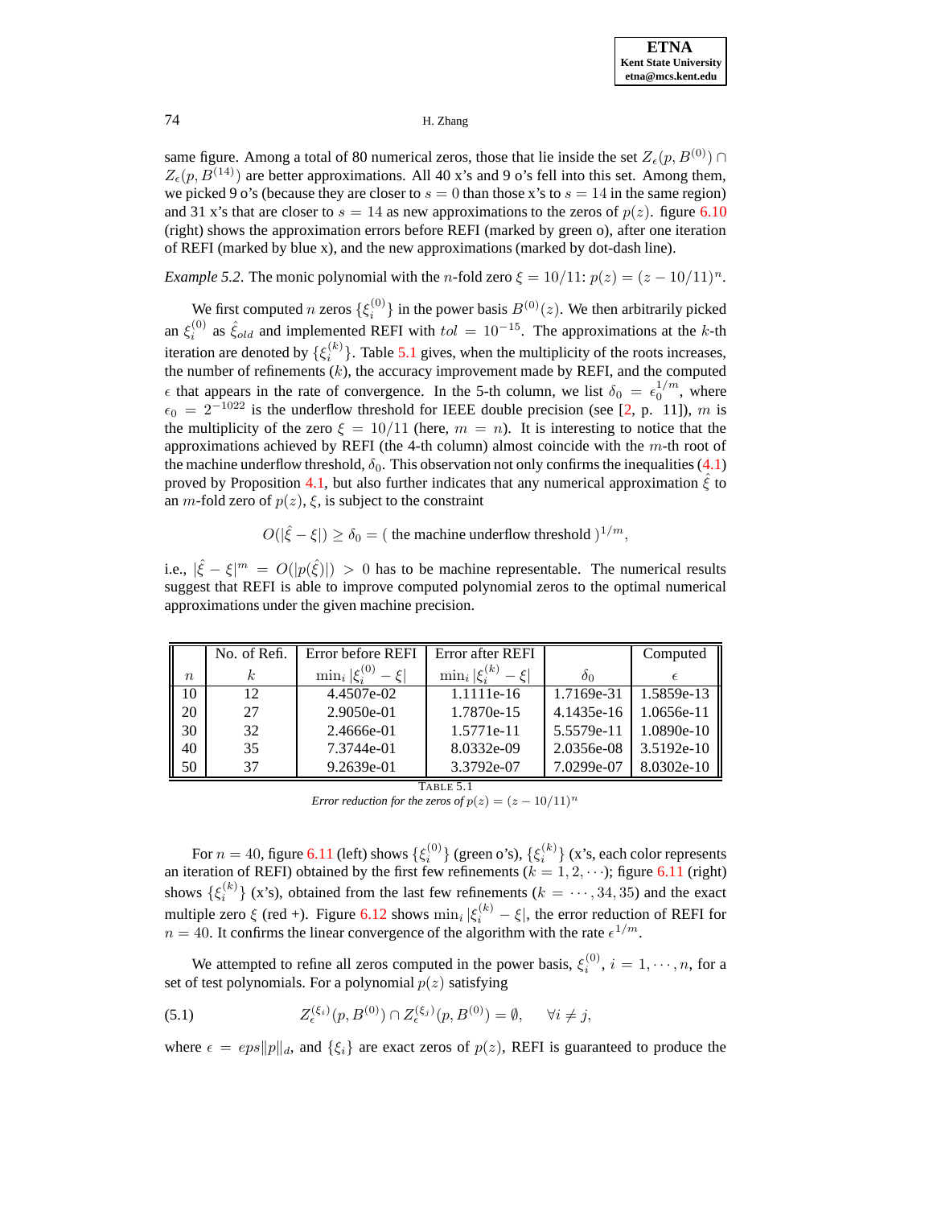same figure. Among a total of 80 numerical zeros, those that lie inside the set $Z_\epsilon(p, B^{(0)}) \cap Z_\epsilon(p, B^{(14)})$ are better approximations. All 40 x's and 9 o's fell into this set. Among them, we picked 9 o's (because they are closer to $s = 0$ than those x's to $s = 14$ in the same region) and 31 x's that are closer to $s = 14$ as new approximations to the zeros of $p(z)$. figure 6.10 (right) shows the approximation errors before REFI (marked by green o), after one iteration of REFI (marked by blue x), and the new approximations (marked by dot-dash line).

*Example 5.2.* The monic polynomial with the $n$-fold zero $\xi = 10/11$: $p(z) = (z - 10/11)^n$.

We first computed $n$ zeros $\{\xi_i^{(0)}\}$ in the power basis $B^{(0)}(z)$. We then arbitrarily picked an $\xi_i^{(0)}$ as $\hat{\xi}_{old}$ and implemented REFI with $tol = 10^{-15}$. The approximations at the $k$-th iteration are denoted by $\{\xi_i^{(k)}\}$. Table 5.1 gives, when the multiplicity of the roots increases, the number of refinements ($k$), the accuracy improvement made by REFI, and the computed $\epsilon$ that appears in the rate of convergence. In the 5-th column, we list $\delta_0 = \epsilon_0^{1/m}$, where $\epsilon_0 = 2^{-1022}$ is the underflow threshold for IEEE double precision (see [2, p. 11]), $m$ is the multiplicity of the zero $\xi = 10/11$ (here, $m = n$). It is interesting to notice that the approximations achieved by REFI (the 4-th column) almost coincide with the $m$-th root of the machine underflow threshold, $\delta_0$. This observation not only confirms the inequalities (4.1) proved by Proposition 4.1, but also further indicates that any numerical approximation $\hat{\xi}$ to an $m$-fold zero of $p(z)$, $\xi$, is subject to the constraint

$$O(|\hat{\xi} - \xi|) \geq \delta_0 = (\text{ the machine underflow threshold })^{1/m},$$

i.e., $|\hat{\xi} - \xi|^m = O(|p(\hat{\xi})|) > 0$ has to be machine representable. The numerical results suggest that REFI is able to improve computed polynomial zeros to the optimal numerical approximations under the given machine precision.

| $n$ | No. of Refi. $k$ | Error before REFI $\min_i \lvert\xi_i^{(0)} - \xi\rvert$ | Error after REFI $\min_i \lvert\xi_i^{(k)} - \xi\rvert$ | $\delta_0$ | Computed $\epsilon$ |
|---|---|---|---|---|---|
| 10 | 12 | 4.4507e-02 | 1.1111e-16 | 1.7169e-31 | 1.5859e-13 |
| 20 | 27 | 2.9050e-01 | 1.7870e-15 | 4.1435e-16 | 1.0656e-11 |
| 30 | 32 | 2.4666e-01 | 1.5771e-11 | 5.5579e-11 | 1.0890e-10 |
| 40 | 35 | 7.3744e-01 | 8.0332e-09 | 2.0356e-08 | 3.5192e-10 |
| 50 | 37 | 9.2639e-01 | 3.3792e-07 | 7.0299e-07 | 8.0302e-10 |

TABLE 5.1
*Error reduction for the zeros of $p(z) = (z - 10/11)^n$*

For $n = 40$, figure 6.11 (left) shows $\{\xi_i^{(0)}\}$ (green o's), $\{\xi_i^{(k)}\}$ (x's, each color represents an iteration of REFI) obtained by the first few refinements ($k = 1, 2, \cdots$); figure 6.11 (right) shows $\{\xi_i^{(k)}\}$ (x's), obtained from the last few refinements ($k = \cdots, 34, 35$) and the exact multiple zero $\xi$ (red +). Figure 6.12 shows $\min_i |\xi_i^{(k)} - \xi|$, the error reduction of REFI for $n = 40$. It confirms the linear convergence of the algorithm with the rate $\epsilon^{1/m}$.

We attempted to refine all zeros computed in the power basis, $\xi_i^{(0)}$, $i = 1, \cdots, n$, for a set of test polynomials. For a polynomial $p(z)$ satisfying

$$Z_\epsilon^{(\xi_i)}(p, B^{(0)}) \cap Z_\epsilon^{(\xi_j)}(p, B^{(0)}) = \emptyset, \quad \forall i \neq j, \tag{5.1}$$

where $\epsilon = eps\|p\|_d$, and $\{\xi_i\}$ are exact zeros of $p(z)$, REFI is guaranteed to produce the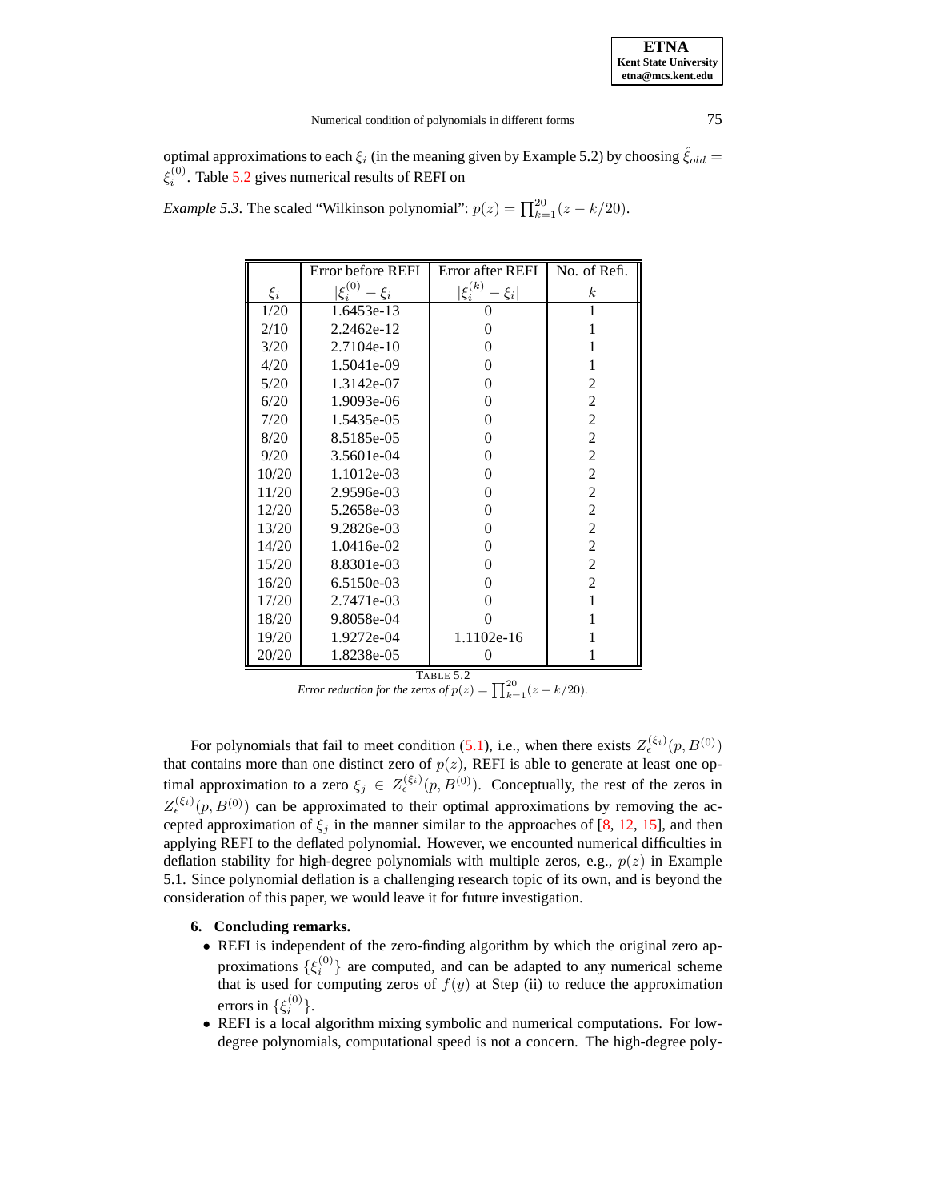optimal approximations to each $\xi_i$ (in the meaning given by Example 5.2) by choosing $\hat{\xi}_{old} = \xi_i^{(0)}$. Table 5.2 gives numerical results of REFI on

*Example 5.3.* The scaled "Wilkinson polynomial": $p(z) = \prod_{k=1}^{20}(z - k/20)$.

| $\xi_i$ | Error before REFI $\lvert\xi_i^{(0)} - \xi_i\rvert$ | Error after REFI $\lvert\xi_i^{(k)} - \xi_i\rvert$ | No. of Refi. $k$ |
|---|---|---|---|
| 1/20 | 1.6453e-13 | 0 | 1 |
| 2/10 | 2.2462e-12 | 0 | 1 |
| 3/20 | 2.7104e-10 | 0 | 1 |
| 4/20 | 1.5041e-09 | 0 | 1 |
| 5/20 | 1.3142e-07 | 0 | 2 |
| 6/20 | 1.9093e-06 | 0 | 2 |
| 7/20 | 1.5435e-05 | 0 | 2 |
| 8/20 | 8.5185e-05 | 0 | 2 |
| 9/20 | 3.5601e-04 | 0 | 2 |
| 10/20 | 1.1012e-03 | 0 | 2 |
| 11/20 | 2.9596e-03 | 0 | 2 |
| 12/20 | 5.2658e-03 | 0 | 2 |
| 13/20 | 9.2826e-03 | 0 | 2 |
| 14/20 | 1.0416e-02 | 0 | 2 |
| 15/20 | 8.8301e-03 | 0 | 2 |
| 16/20 | 6.5150e-03 | 0 | 2 |
| 17/20 | 2.7471e-03 | 0 | 1 |
| 18/20 | 9.8058e-04 | 0 | 1 |
| 19/20 | 1.9272e-04 | 1.1102e-16 | 1 |
| 20/20 | 1.8238e-05 | 0 | 1 |

TABLE 5.2
*Error reduction for the zeros of* $p(z) = \prod_{k=1}^{20}(z - k/20)$.

For polynomials that fail to meet condition (5.1), i.e., when there exists $Z_\epsilon^{(\xi_i)}(p, B^{(0)})$ that contains more than one distinct zero of $p(z)$, REFI is able to generate at least one optimal approximation to a zero $\xi_j \in Z_\epsilon^{(\xi_i)}(p, B^{(0)})$. Conceptually, the rest of the zeros in $Z_\epsilon^{(\xi_i)}(p, B^{(0)})$ can be approximated to their optimal approximations by removing the accepted approximation of $\xi_j$ in the manner similar to the approaches of [8, 12, 15], and then applying REFI to the deflated polynomial. However, we encountered numerical difficulties in deflation stability for high-degree polynomials with multiple zeros, e.g., $p(z)$ in Example 5.1. Since polynomial deflation is a challenging research topic of its own, and is beyond the consideration of this paper, we would leave it for future investigation.

## 6. Concluding remarks.

- REFI is independent of the zero-finding algorithm by which the original zero approximations $\{\xi_i^{(0)}\}$ are computed, and can be adapted to any numerical scheme that is used for computing zeros of $f(y)$ at Step (ii) to reduce the approximation errors in $\{\xi_i^{(0)}\}$.
- REFI is a local algorithm mixing symbolic and numerical computations. For low-degree polynomials, computational speed is not a concern. The high-degree poly-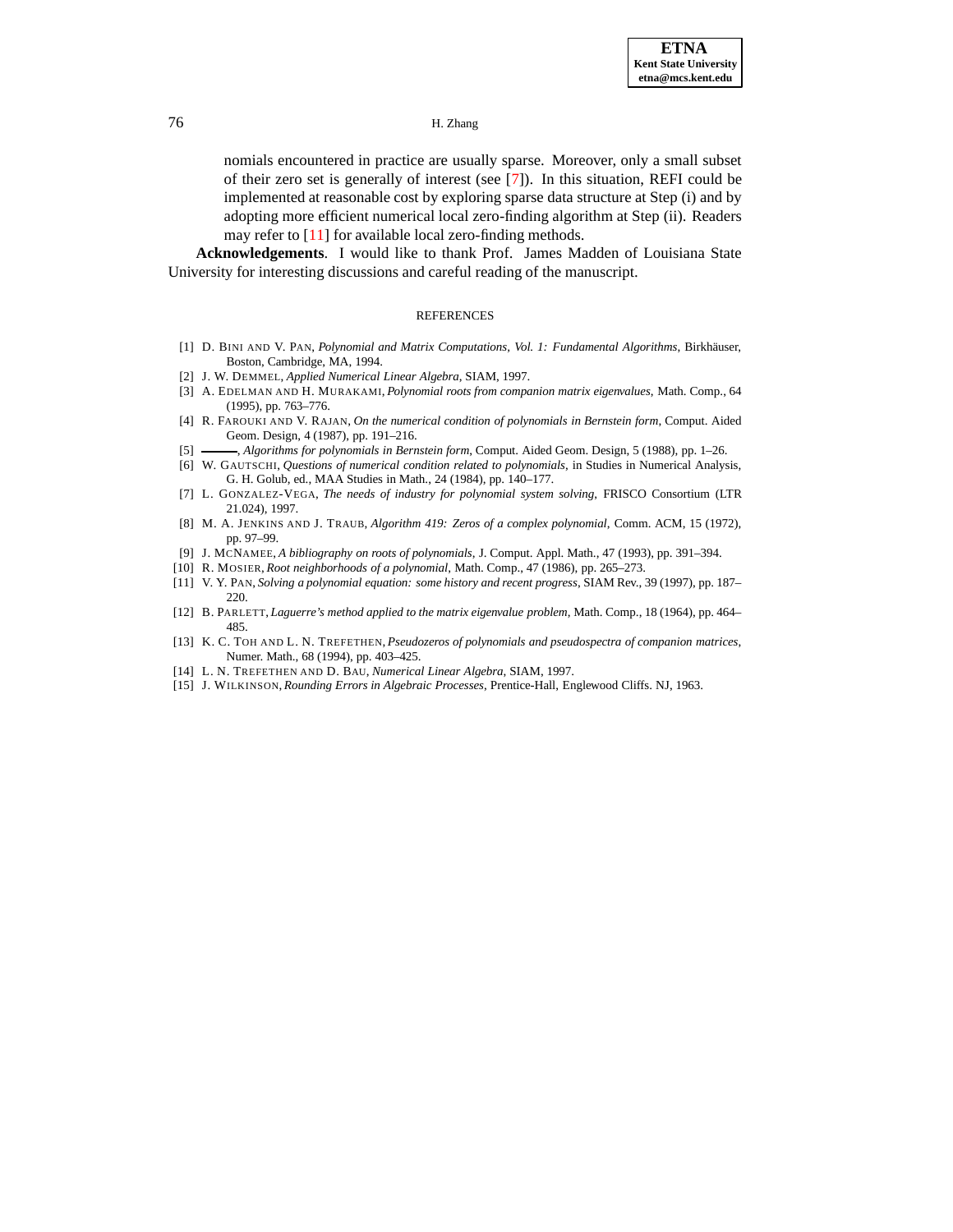nomials encountered in practice are usually sparse. Moreover, only a small subset of their zero set is generally of interest (see [7]). In this situation, REFI could be implemented at reasonable cost by exploring sparse data structure at Step (i) and by adopting more efficient numerical local zero-finding algorithm at Step (ii). Readers may refer to [11] for available local zero-finding methods.

**Acknowledgements**. I would like to thank Prof. James Madden of Louisiana State University for interesting discussions and careful reading of the manuscript.

## REFERENCES

[1] D. Bini and V. Pan, *Polynomial and Matrix Computations, Vol. 1: Fundamental Algorithms*, Birkhäuser, Boston, Cambridge, MA, 1994.

[2] J. W. Demmel, *Applied Numerical Linear Algebra*, SIAM, 1997.

[3] A. Edelman and H. Murakami, *Polynomial roots from companion matrix eigenvalues*, Math. Comp., 64 (1995), pp. 763–776.

[4] R. Farouki and V. Rajan, *On the numerical condition of polynomials in Bernstein form*, Comput. Aided Geom. Design, 4 (1987), pp. 191–216.

[5] ———, *Algorithms for polynomials in Bernstein form*, Comput. Aided Geom. Design, 5 (1988), pp. 1–26.

[6] W. Gautschi, *Questions of numerical condition related to polynomials*, in Studies in Numerical Analysis, G. H. Golub, ed., MAA Studies in Math., 24 (1984), pp. 140–177.

[7] L. Gonzalez-Vega, *The needs of industry for polynomial system solving*, FRISCO Consortium (LTR 21.024), 1997.

[8] M. A. Jenkins and J. Traub, *Algorithm 419: Zeros of a complex polynomial*, Comm. ACM, 15 (1972), pp. 97–99.

[9] J. McNamee, *A bibliography on roots of polynomials*, J. Comput. Appl. Math., 47 (1993), pp. 391–394.

[10] R. Mosier, *Root neighborhoods of a polynomial*, Math. Comp., 47 (1986), pp. 265–273.

[11] V. Y. Pan, *Solving a polynomial equation: some history and recent progress*, SIAM Rev., 39 (1997), pp. 187–220.

[12] B. Parlett, *Laguerre's method applied to the matrix eigenvalue problem*, Math. Comp., 18 (1964), pp. 464–485.

[13] K. C. Toh and L. N. Trefethen, *Pseudozeros of polynomials and pseudospectra of companion matrices*, Numer. Math., 68 (1994), pp. 403–425.

[14] L. N. Trefethen and D. Bau, *Numerical Linear Algebra*, SIAM, 1997.

[15] J. Wilkinson, *Rounding Errors in Algebraic Processes*, Prentice-Hall, Englewood Cliffs. NJ, 1963.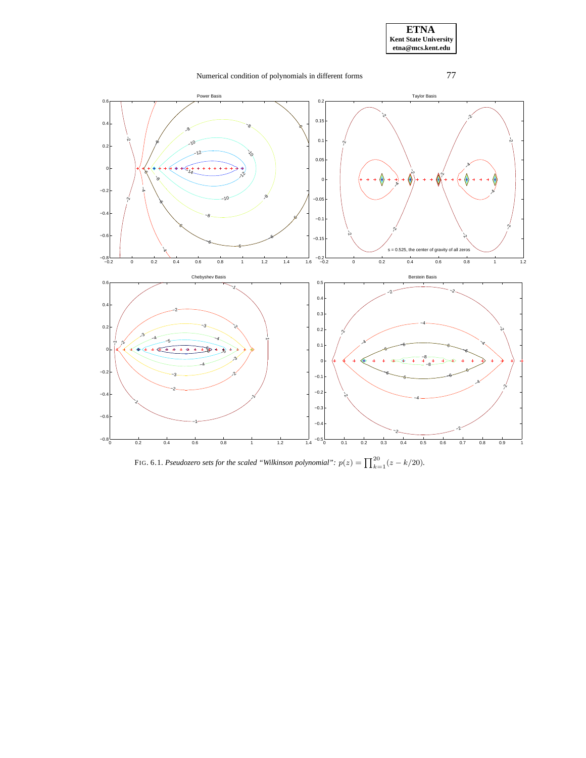FIG. 6.1. *Pseudozero sets for the scaled "Wilkinson polynomial": $p(z) = \prod_{k=1}^{20}(z - k/20)$.*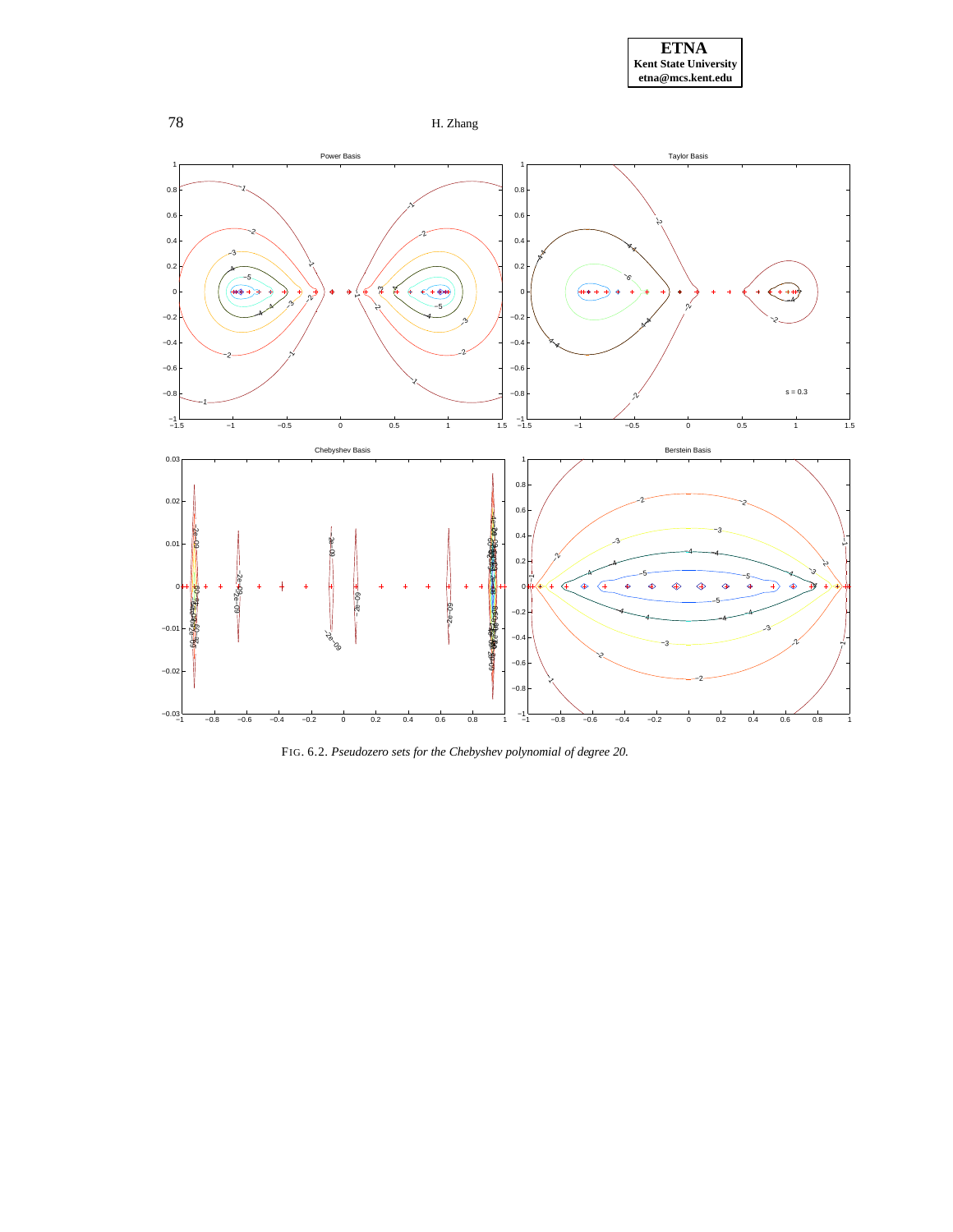FIG. 6.2. *Pseudozero sets for the Chebyshev polynomial of degree 20.*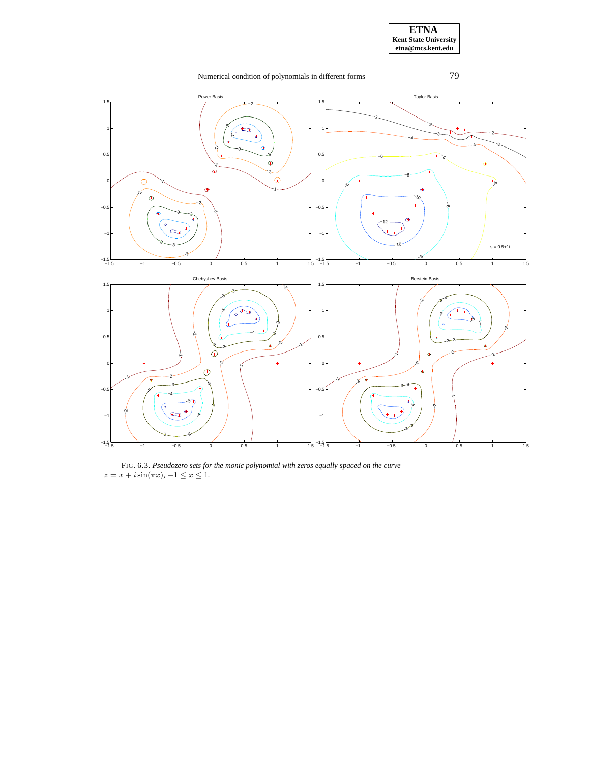FIG. 6.3. *Pseudozero sets for the monic polynomial with zeros equally spaced on the curve* $z = x + i\sin(\pi x)$, $-1 \le x \le 1$.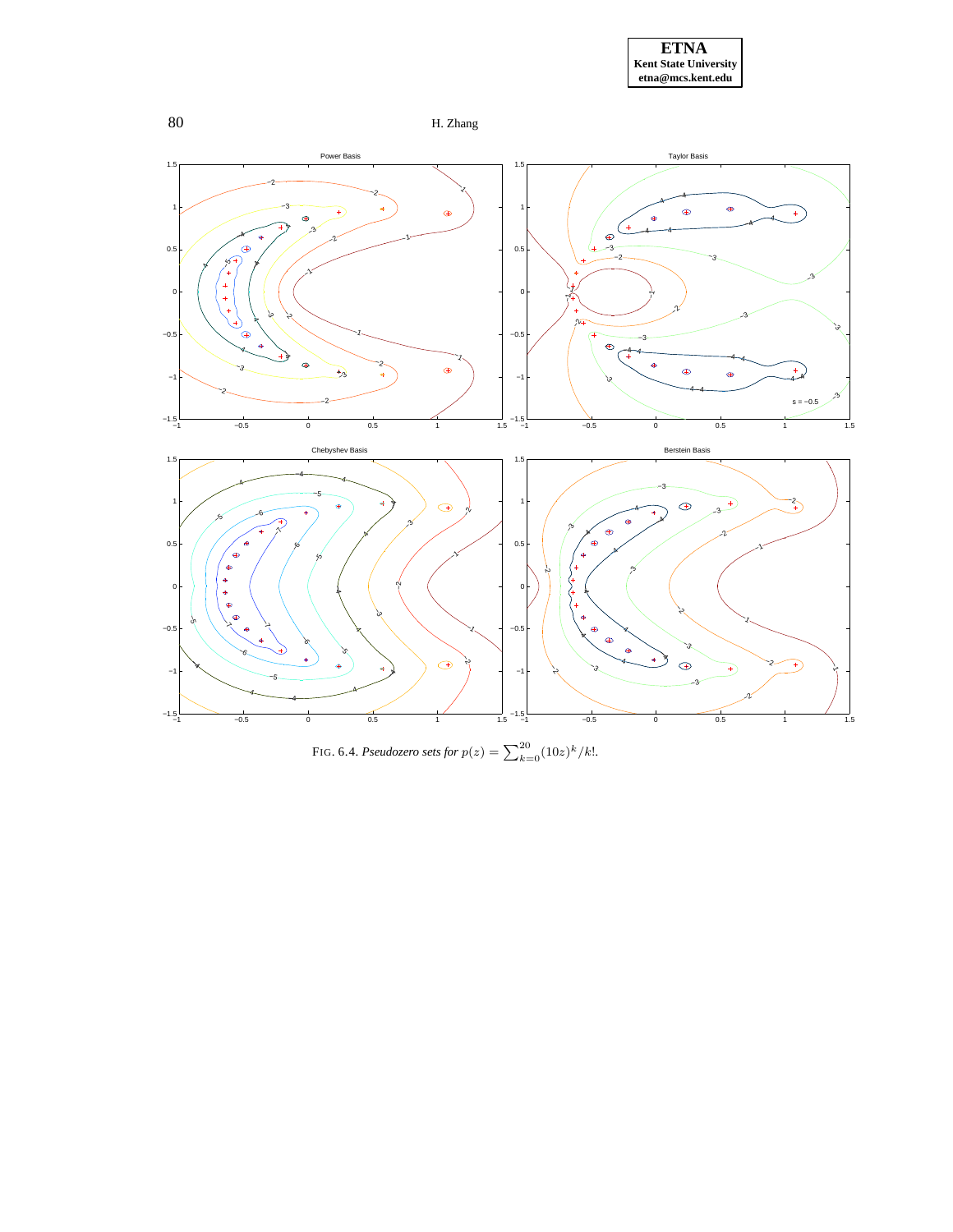FIG. 6.4. *Pseudozero sets for* $p(z) = \sum_{k=0}^{20} (10z)^k/k!$.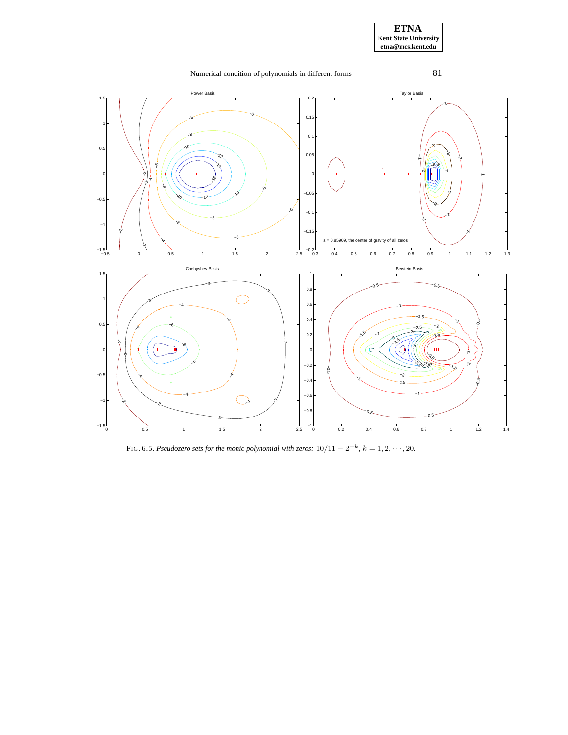FIG. 6.5. *Pseudozero sets for the monic polynomial with zeros:* $10/11 - 2^{-k}$, $k = 1, 2, \cdots, 20$.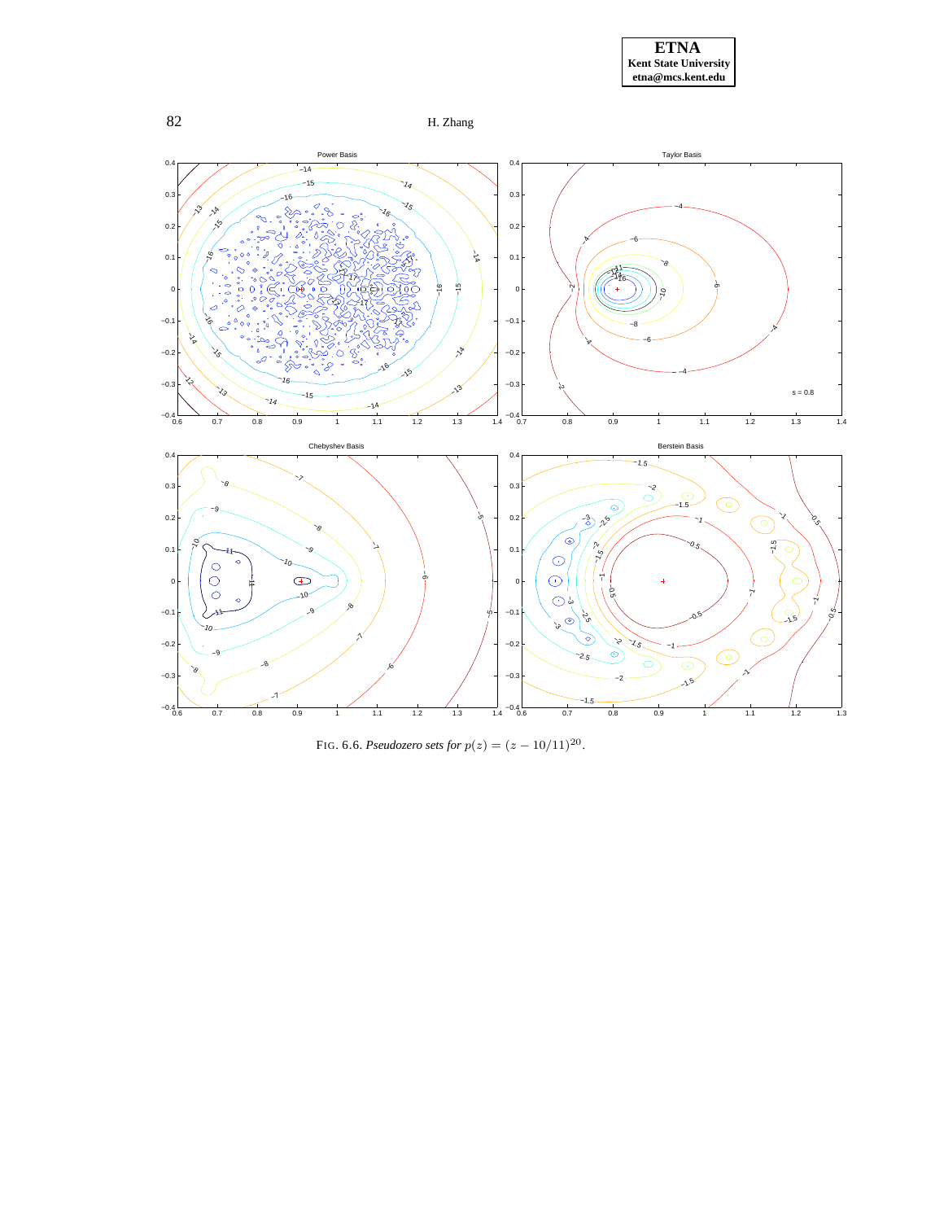FIG. 6.6. *Pseudozero sets for* $p(z) = (z - 10/11)^{20}$.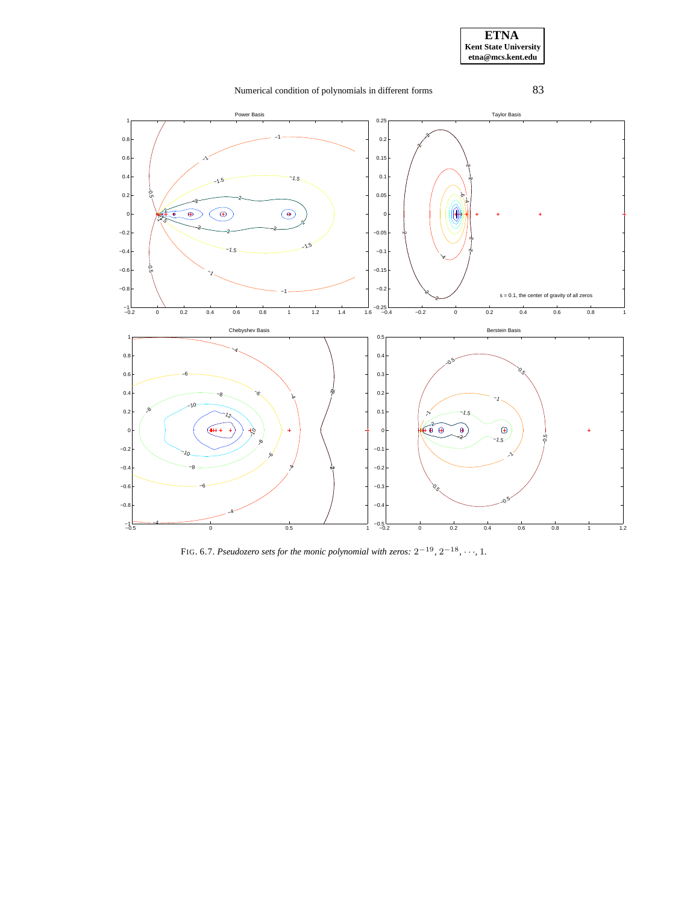FIG. 6.7. *Pseudozero sets for the monic polynomial with zeros:* $2^{-19}, 2^{-18}, \cdots, 1$.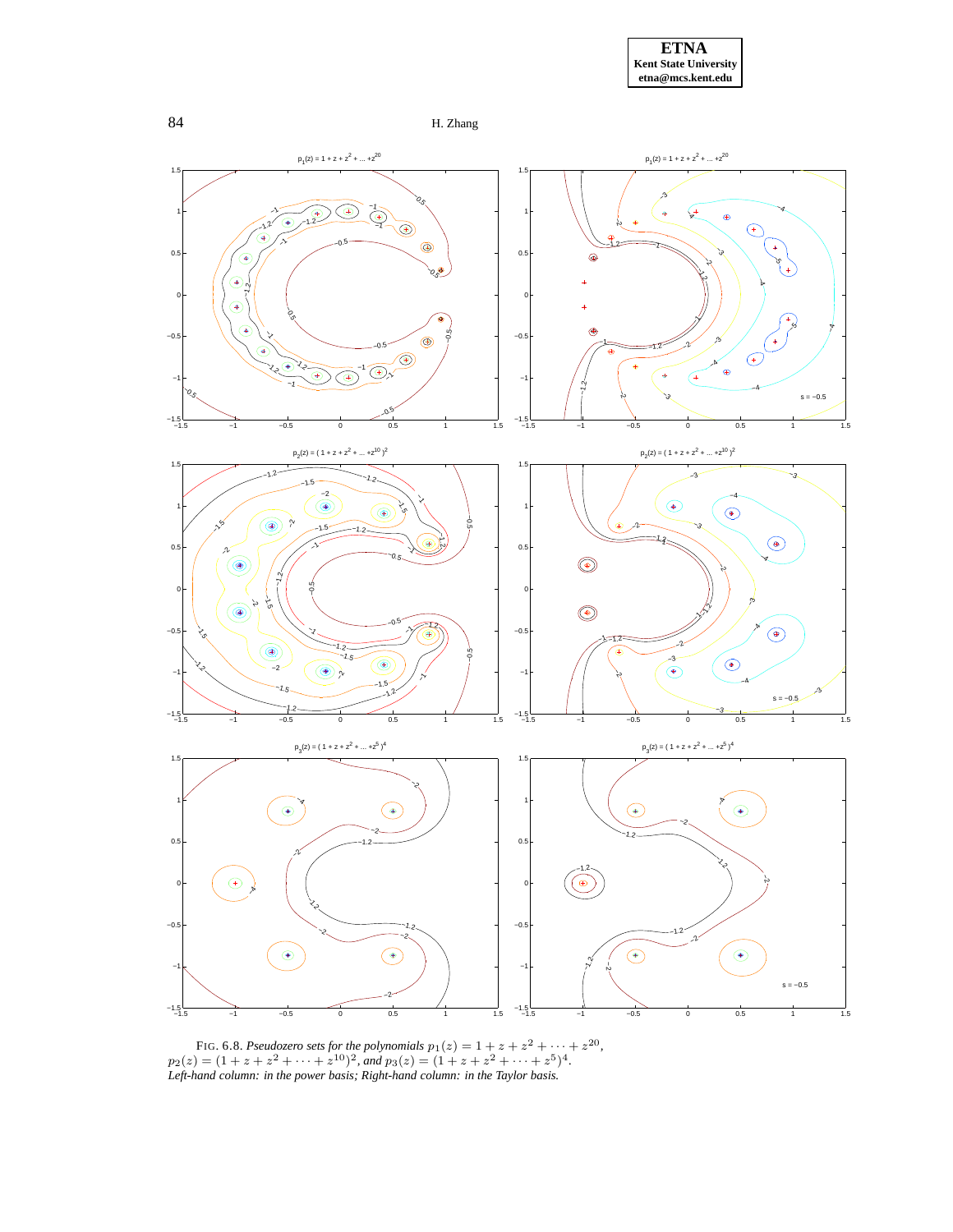FIG. 6.8. *Pseudozero sets for the polynomials* $p_1(z) = 1 + z + z^2 + \cdots + z^{20}$, $p_2(z) = (1 + z + z^2 + \cdots + z^{10})^2$, *and* $p_3(z) = (1 + z + z^2 + \cdots + z^5)^4$. *Left-hand column: in the power basis; Right-hand column: in the Taylor basis.*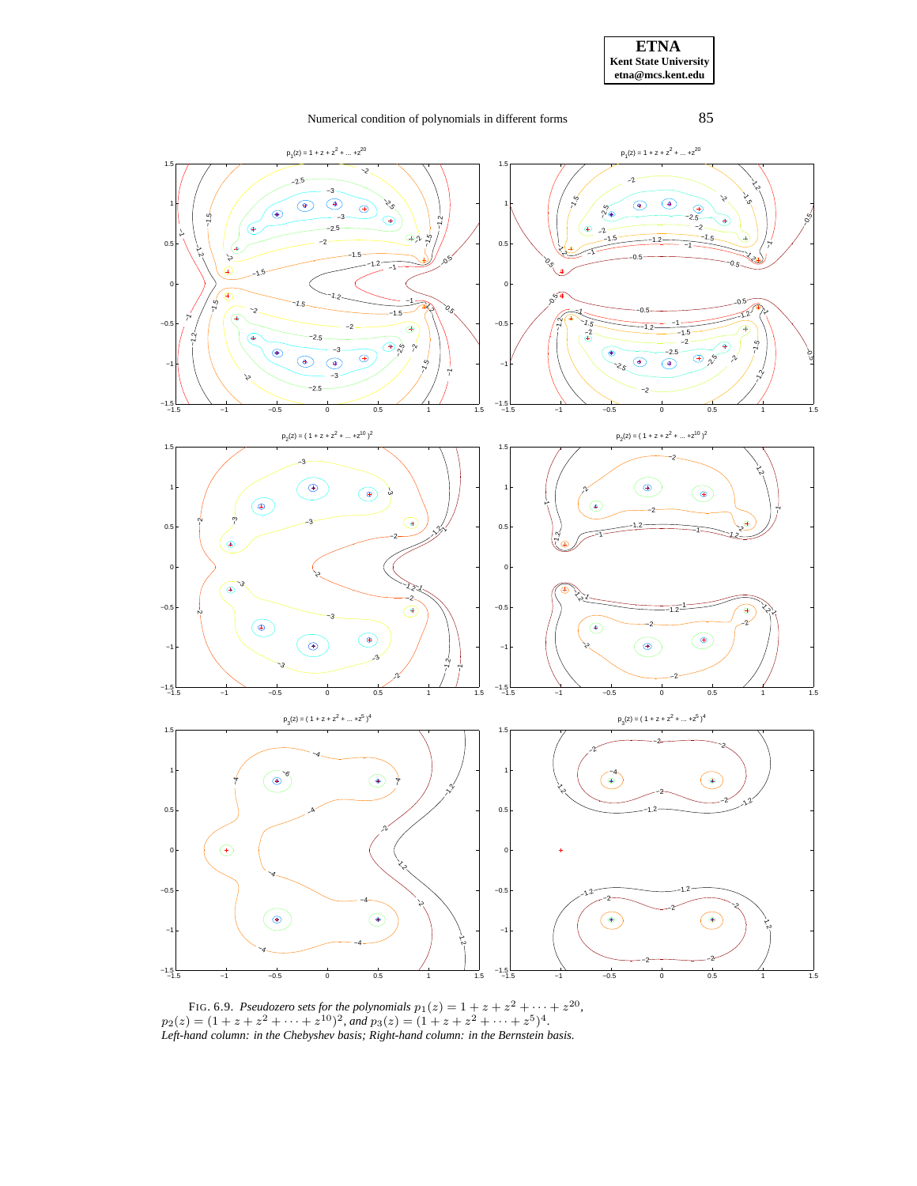FIG. 6.9. *Pseudozero sets for the polynomials* $p_1(z) = 1 + z + z^2 + \cdots + z^{20}$, $p_2(z) = (1 + z + z^2 + \cdots + z^{10})^2$, *and* $p_3(z) = (1 + z + z^2 + \cdots + z^5)^4$. *Left-hand column: in the Chebyshev basis; Right-hand column: in the Bernstein basis.*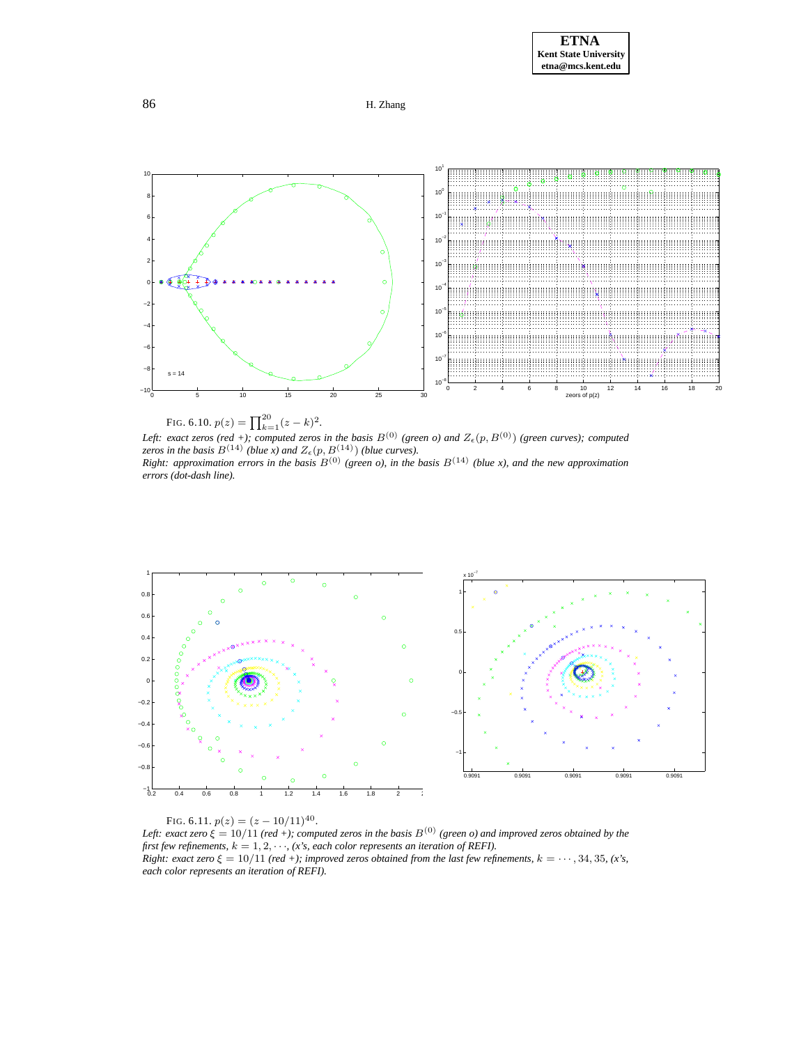FIG. 6.10. $p(z) = \prod_{k=1}^{20}(z-k)^2$.
*Left: exact zeros (red +); computed zeros in the basis $B^{(0)}$ (green o) and $Z_\epsilon(p, B^{(0)})$ (green curves); computed zeros in the basis $B^{(14)}$ (blue x) and $Z_\epsilon(p, B^{(14)})$ (blue curves).*
*Right: approximation errors in the basis $B^{(0)}$ (green o), in the basis $B^{(14)}$ (blue x), and the new approximation errors (dot-dash line).*

FIG. 6.11. $p(z) = (z - 10/11)^{40}$.
*Left: exact zero $\xi = 10/11$ (red +); computed zeros in the basis $B^{(0)}$ (green o) and improved zeros obtained by the first few refinements, $k = 1, 2, \cdots$, (x's, each color represents an iteration of REFI).*
*Right: exact zero $\xi = 10/11$ (red +); improved zeros obtained from the last few refinements, $k = \cdots, 34, 35$, (x's, each color represents an iteration of REFI).*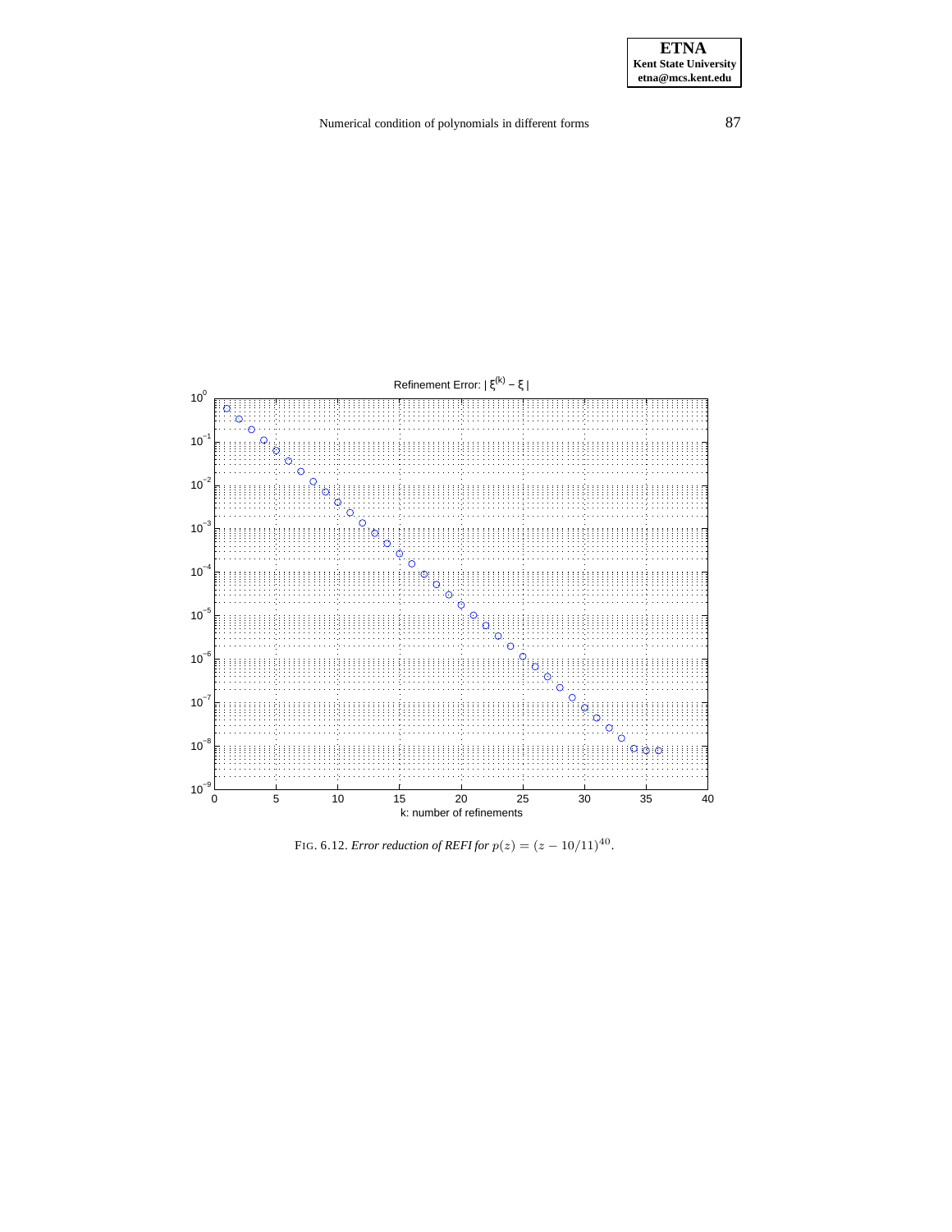Refinement Error: $|\xi^{(k)} - \xi|$

$10^{0}$
$10^{-1}$
$10^{-2}$
$10^{-3}$
$10^{-4}$
$10^{-5}$
$10^{-6}$
$10^{-7}$
$10^{-8}$
$10^{-9}$

0 5 10 15 20 25 30 35 40

k: number of refinements

FIG. 6.12. *Error reduction of REFI for* $p(z) = (z - 10/11)^{40}$.